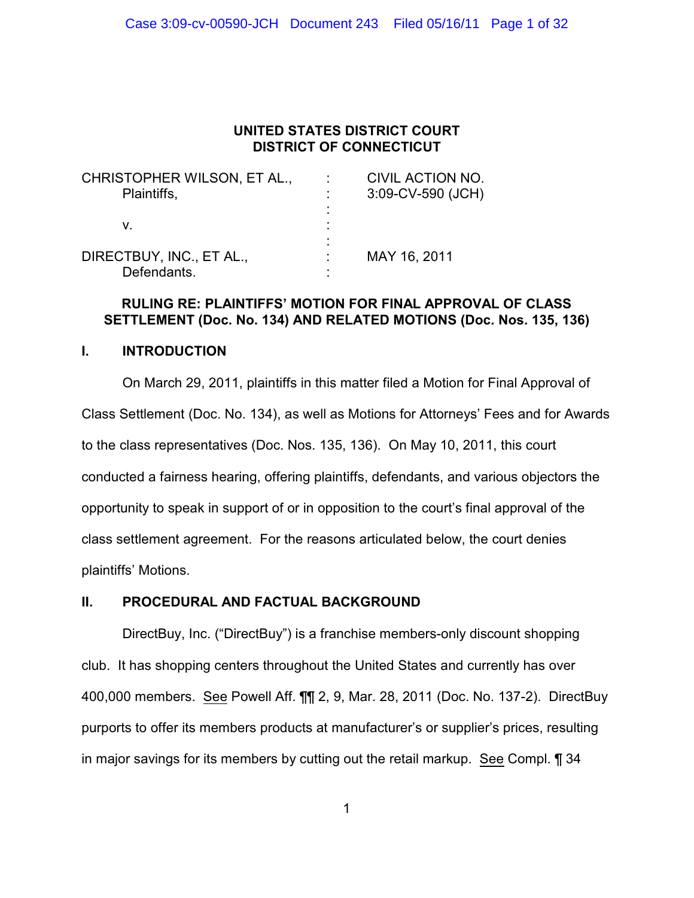**UNITED STATES DISTRICT COURT**
**DISTRICT OF CONNECTICUT**

| | | |
|---|---|---|
| CHRISTOPHER WILSON, ET AL., Plaintiffs, | : | CIVIL ACTION NO. 3:09-CV-590 (JCH) |
| v. | : | |
| DIRECTBUY, INC., ET AL., Defendants. | : | MAY 16, 2011 |

**RULING RE: PLAINTIFFS' MOTION FOR FINAL APPROVAL OF CLASS SETTLEMENT (Doc. No. 134) AND RELATED MOTIONS (Doc. Nos. 135, 136)**

## I. INTRODUCTION

On March 29, 2011, plaintiffs in this matter filed a Motion for Final Approval of Class Settlement (Doc. No. 134), as well as Motions for Attorneys' Fees and for Awards to the class representatives (Doc. Nos. 135, 136). On May 10, 2011, this court conducted a fairness hearing, offering plaintiffs, defendants, and various objectors the opportunity to speak in support of or in opposition to the court's final approval of the class settlement agreement. For the reasons articulated below, the court denies plaintiffs' Motions.

## II. PROCEDURAL AND FACTUAL BACKGROUND

DirectBuy, Inc. ("DirectBuy") is a franchise members-only discount shopping club. It has shopping centers throughout the United States and currently has over 400,000 members. See Powell Aff. ¶¶ 2, 9, Mar. 28, 2011 (Doc. No. 137-2). DirectBuy purports to offer its members products at manufacturer's or supplier's prices, resulting in major savings for its members by cutting out the retail markup. See Compl. ¶ 34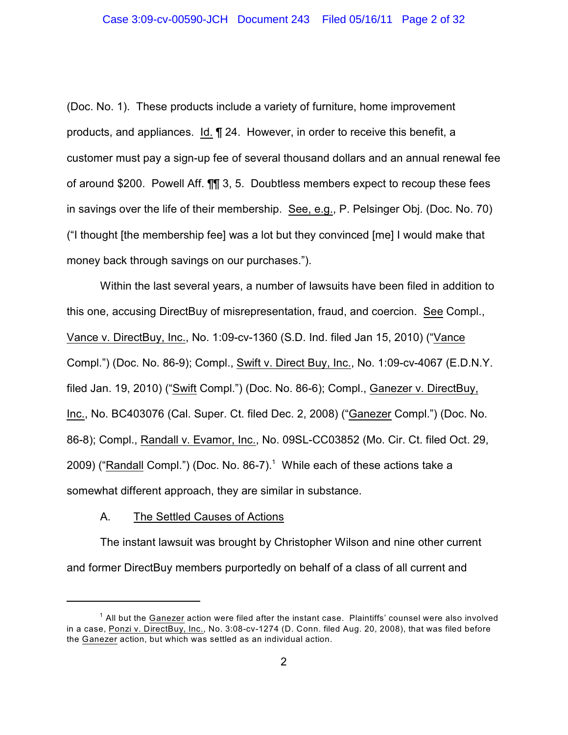(Doc. No. 1). These products include a variety of furniture, home improvement products, and appliances. Id. ¶ 24. However, in order to receive this benefit, a customer must pay a sign-up fee of several thousand dollars and an annual renewal fee of around $200. Powell Aff. ¶¶ 3, 5. Doubtless members expect to recoup these fees in savings over the life of their membership. See, e.g., P. Pelsinger Obj. (Doc. No. 70) ("I thought [the membership fee] was a lot but they convinced [me] I would make that money back through savings on our purchases.").

Within the last several years, a number of lawsuits have been filed in addition to this one, accusing DirectBuy of misrepresentation, fraud, and coercion. See Compl., Vance v. DirectBuy, Inc., No. 1:09-cv-1360 (S.D. Ind. filed Jan 15, 2010) ("Vance Compl.") (Doc. No. 86-9); Compl., Swift v. Direct Buy, Inc., No. 1:09-cv-4067 (E.D.N.Y. filed Jan. 19, 2010) ("Swift Compl.") (Doc. No. 86-6); Compl., Ganezer v. DirectBuy, Inc., No. BC403076 (Cal. Super. Ct. filed Dec. 2, 2008) ("Ganezer Compl.") (Doc. No. 86-8); Compl., Randall v. Evamor, Inc., No. 09SL-CC03852 (Mo. Cir. Ct. filed Oct. 29, 2009) ("Randall Compl.") (Doc. No. 86-7).[1] While each of these actions take a somewhat different approach, they are similar in substance.

A. The Settled Causes of Actions

The instant lawsuit was brought by Christopher Wilson and nine other current and former DirectBuy members purportedly on behalf of a class of all current and

---

[1] All but the Ganezer action were filed after the instant case. Plaintiffs' counsel were also involved in a case, Ponzi v. DirectBuy, Inc., No. 3:08-cv-1274 (D. Conn. filed Aug. 20, 2008), that was filed before the Ganezer action, but which was settled as an individual action.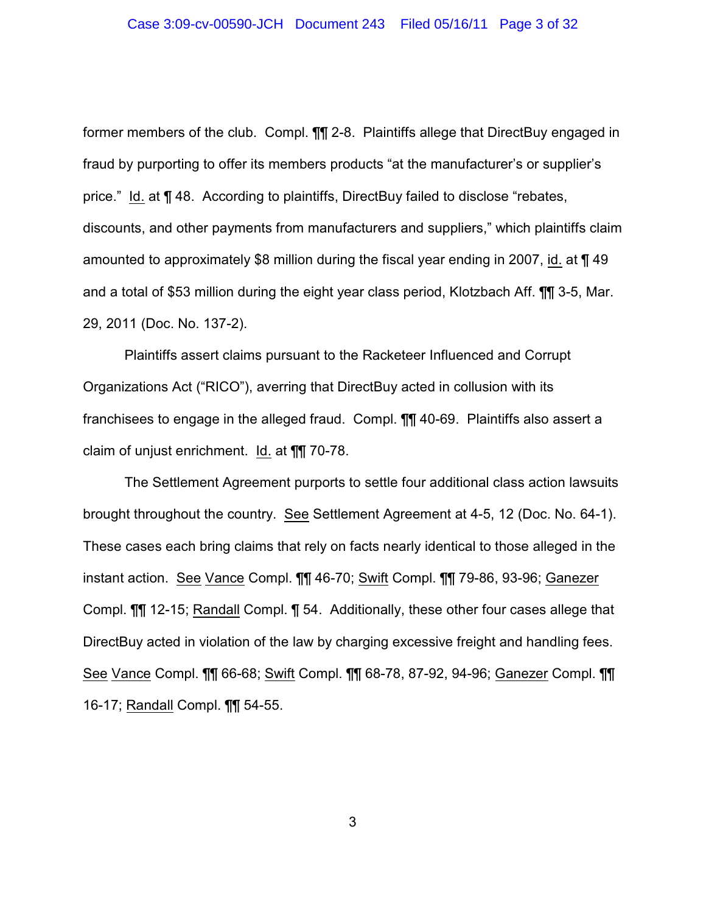former members of the club. Compl. ¶¶ 2-8. Plaintiffs allege that DirectBuy engaged in fraud by purporting to offer its members products "at the manufacturer's or supplier's price." Id. at ¶ 48. According to plaintiffs, DirectBuy failed to disclose "rebates, discounts, and other payments from manufacturers and suppliers," which plaintiffs claim amounted to approximately $8 million during the fiscal year ending in 2007, id. at ¶ 49 and a total of $53 million during the eight year class period, Klotzbach Aff. ¶¶ 3-5, Mar. 29, 2011 (Doc. No. 137-2).

Plaintiffs assert claims pursuant to the Racketeer Influenced and Corrupt Organizations Act ("RICO"), averring that DirectBuy acted in collusion with its franchisees to engage in the alleged fraud. Compl. ¶¶ 40-69. Plaintiffs also assert a claim of unjust enrichment. Id. at ¶¶ 70-78.

The Settlement Agreement purports to settle four additional class action lawsuits brought throughout the country. See Settlement Agreement at 4-5, 12 (Doc. No. 64-1). These cases each bring claims that rely on facts nearly identical to those alleged in the instant action. See Vance Compl. ¶¶ 46-70; Swift Compl. ¶¶ 79-86, 93-96; Ganezer Compl. ¶¶ 12-15; Randall Compl. ¶ 54. Additionally, these other four cases allege that DirectBuy acted in violation of the law by charging excessive freight and handling fees. See Vance Compl. ¶¶ 66-68; Swift Compl. ¶¶ 68-78, 87-92, 94-96; Ganezer Compl. ¶¶ 16-17; Randall Compl. ¶¶ 54-55.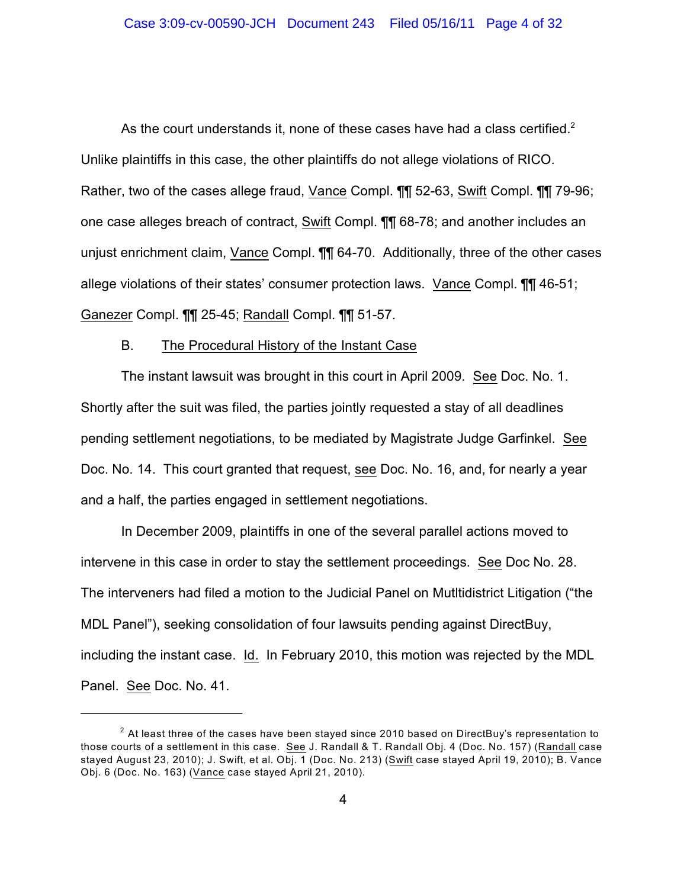As the court understands it, none of these cases have had a class certified.[2] Unlike plaintiffs in this case, the other plaintiffs do not allege violations of RICO. Rather, two of the cases allege fraud, Vance Compl. ¶¶ 52-63, Swift Compl. ¶¶ 79-96; one case alleges breach of contract, Swift Compl. ¶¶ 68-78; and another includes an unjust enrichment claim, Vance Compl. ¶¶ 64-70. Additionally, three of the other cases allege violations of their states' consumer protection laws. Vance Compl. ¶¶ 46-51; Ganezer Compl. ¶¶ 25-45; Randall Compl. ¶¶ 51-57.

B. The Procedural History of the Instant Case

The instant lawsuit was brought in this court in April 2009. See Doc. No. 1. Shortly after the suit was filed, the parties jointly requested a stay of all deadlines pending settlement negotiations, to be mediated by Magistrate Judge Garfinkel. See Doc. No. 14. This court granted that request, see Doc. No. 16, and, for nearly a year and a half, the parties engaged in settlement negotiations.

In December 2009, plaintiffs in one of the several parallel actions moved to intervene in this case in order to stay the settlement proceedings. See Doc No. 28. The interveners had filed a motion to the Judicial Panel on Mutltidistrict Litigation ("the MDL Panel"), seeking consolidation of four lawsuits pending against DirectBuy, including the instant case. Id. In February 2010, this motion was rejected by the MDL Panel. See Doc. No. 41.

[2] At least three of the cases have been stayed since 2010 based on DirectBuy's representation to those courts of a settlement in this case. See J. Randall & T. Randall Obj. 4 (Doc. No. 157) (Randall case stayed August 23, 2010); J. Swift, et al. Obj. 1 (Doc. No. 213) (Swift case stayed April 19, 2010); B. Vance Obj. 6 (Doc. No. 163) (Vance case stayed April 21, 2010).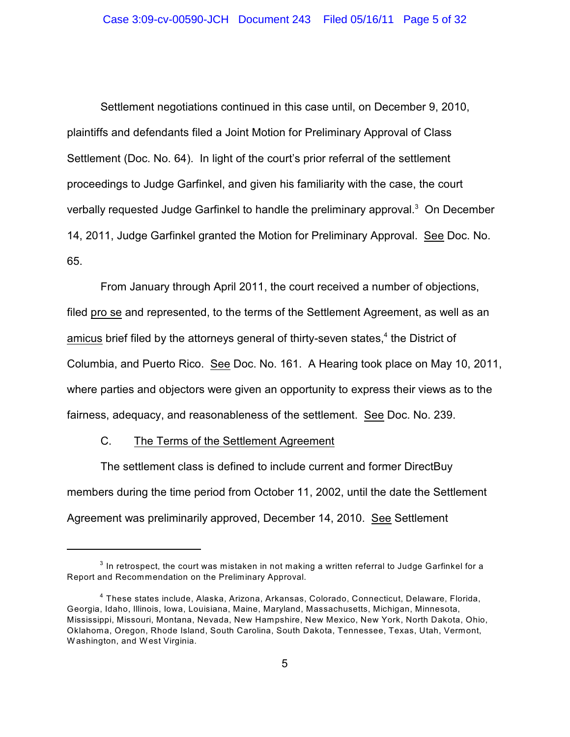Settlement negotiations continued in this case until, on December 9, 2010, plaintiffs and defendants filed a Joint Motion for Preliminary Approval of Class Settlement (Doc. No. 64). In light of the court's prior referral of the settlement proceedings to Judge Garfinkel, and given his familiarity with the case, the court verbally requested Judge Garfinkel to handle the preliminary approval.[3] On December 14, 2011, Judge Garfinkel granted the Motion for Preliminary Approval. See Doc. No. 65.

From January through April 2011, the court received a number of objections, filed pro se and represented, to the terms of the Settlement Agreement, as well as an amicus brief filed by the attorneys general of thirty-seven states,[4] the District of Columbia, and Puerto Rico. See Doc. No. 161. A Hearing took place on May 10, 2011, where parties and objectors were given an opportunity to express their views as to the fairness, adequacy, and reasonableness of the settlement. See Doc. No. 239.

C. The Terms of the Settlement Agreement

The settlement class is defined to include current and former DirectBuy members during the time period from October 11, 2002, until the date the Settlement Agreement was preliminarily approved, December 14, 2010. See Settlement

---

[3] In retrospect, the court was mistaken in not making a written referral to Judge Garfinkel for a Report and Recommendation on the Preliminary Approval.

[4] These states include, Alaska, Arizona, Arkansas, Colorado, Connecticut, Delaware, Florida, Georgia, Idaho, Illinois, Iowa, Louisiana, Maine, Maryland, Massachusetts, Michigan, Minnesota, Mississippi, Missouri, Montana, Nevada, New Hampshire, New Mexico, New York, North Dakota, Ohio, Oklahoma, Oregon, Rhode Island, South Carolina, South Dakota, Tennessee, Texas, Utah, Vermont, Washington, and West Virginia.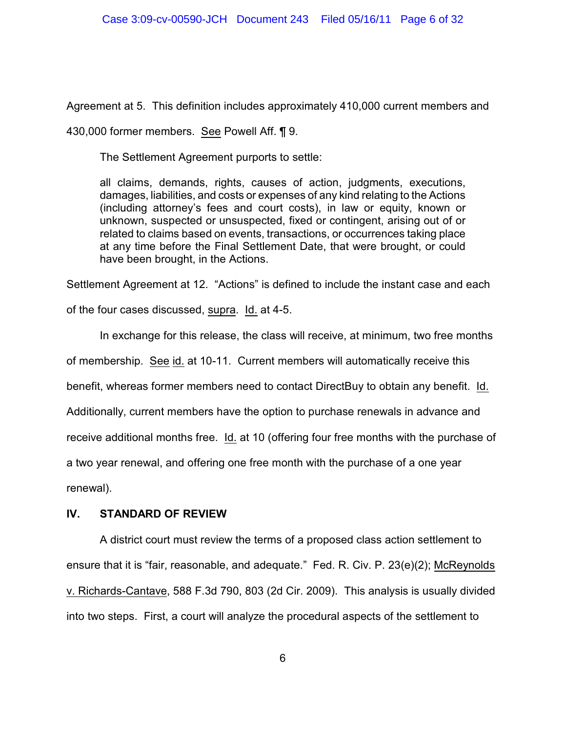Agreement at 5. This definition includes approximately 410,000 current members and 430,000 former members. See Powell Aff. ¶ 9.

The Settlement Agreement purports to settle:

> all claims, demands, rights, causes of action, judgments, executions, damages, liabilities, and costs or expenses of any kind relating to the Actions (including attorney's fees and court costs), in law or equity, known or unknown, suspected or unsuspected, fixed or contingent, arising out of or related to claims based on events, transactions, or occurrences taking place at any time before the Final Settlement Date, that were brought, or could have been brought, in the Actions.

Settlement Agreement at 12. "Actions" is defined to include the instant case and each of the four cases discussed, supra. Id. at 4-5.

In exchange for this release, the class will receive, at minimum, two free months of membership. See id. at 10-11. Current members will automatically receive this benefit, whereas former members need to contact DirectBuy to obtain any benefit. Id. Additionally, current members have the option to purchase renewals in advance and receive additional months free. Id. at 10 (offering four free months with the purchase of a two year renewal, and offering one free month with the purchase of a one year renewal).

## IV. STANDARD OF REVIEW

A district court must review the terms of a proposed class action settlement to ensure that it is "fair, reasonable, and adequate." Fed. R. Civ. P. 23(e)(2); McReynolds v. Richards-Cantave, 588 F.3d 790, 803 (2d Cir. 2009). This analysis is usually divided into two steps. First, a court will analyze the procedural aspects of the settlement to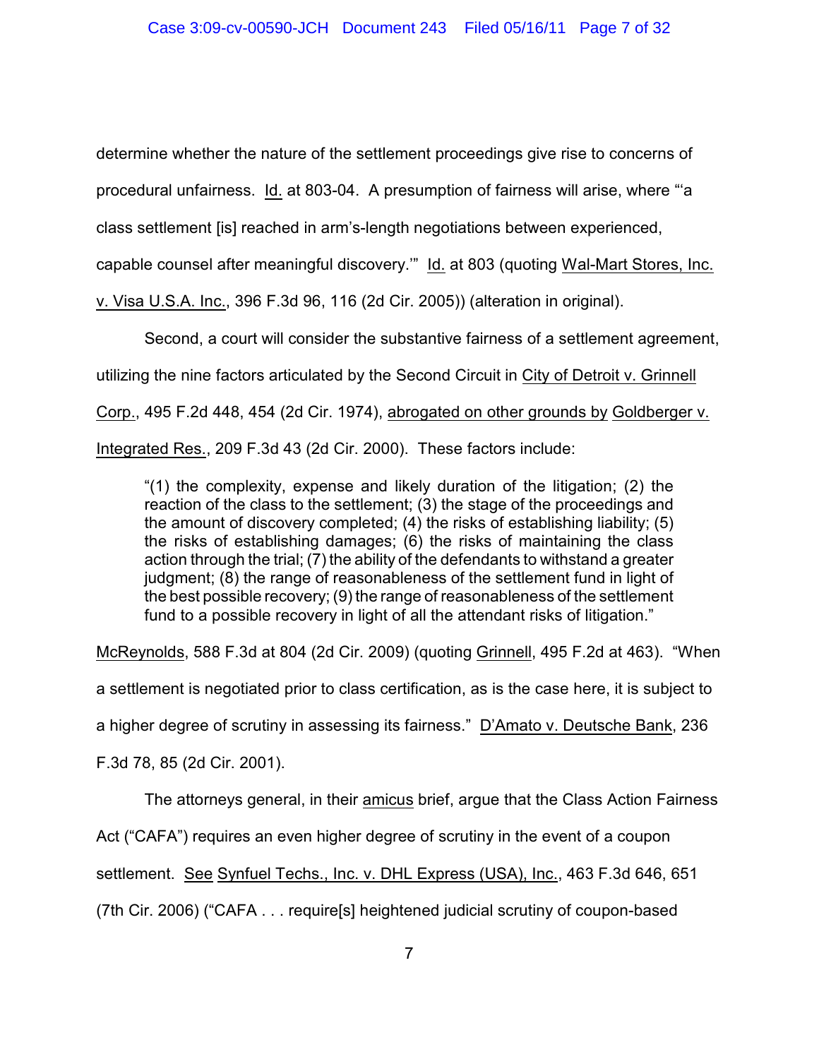determine whether the nature of the settlement proceedings give rise to concerns of procedural unfairness. Id. at 803-04. A presumption of fairness will arise, where "'a class settlement [is] reached in arm's-length negotiations between experienced, capable counsel after meaningful discovery.'" Id. at 803 (quoting Wal-Mart Stores, Inc. v. Visa U.S.A. Inc., 396 F.3d 96, 116 (2d Cir. 2005)) (alteration in original).

Second, a court will consider the substantive fairness of a settlement agreement, utilizing the nine factors articulated by the Second Circuit in City of Detroit v. Grinnell Corp., 495 F.2d 448, 454 (2d Cir. 1974), abrogated on other grounds by Goldberger v. Integrated Res., 209 F.3d 43 (2d Cir. 2000). These factors include:

> "(1) the complexity, expense and likely duration of the litigation; (2) the reaction of the class to the settlement; (3) the stage of the proceedings and the amount of discovery completed; (4) the risks of establishing liability; (5) the risks of establishing damages; (6) the risks of maintaining the class action through the trial; (7) the ability of the defendants to withstand a greater judgment; (8) the range of reasonableness of the settlement fund in light of the best possible recovery; (9) the range of reasonableness of the settlement fund to a possible recovery in light of all the attendant risks of litigation."

McReynolds, 588 F.3d at 804 (2d Cir. 2009) (quoting Grinnell, 495 F.2d at 463). "When a settlement is negotiated prior to class certification, as is the case here, it is subject to a higher degree of scrutiny in assessing its fairness." D'Amato v. Deutsche Bank, 236 F.3d 78, 85 (2d Cir. 2001).

The attorneys general, in their amicus brief, argue that the Class Action Fairness Act ("CAFA") requires an even higher degree of scrutiny in the event of a coupon settlement. See Synfuel Techs., Inc. v. DHL Express (USA), Inc., 463 F.3d 646, 651 (7th Cir. 2006) ("CAFA . . . require[s] heightened judicial scrutiny of coupon-based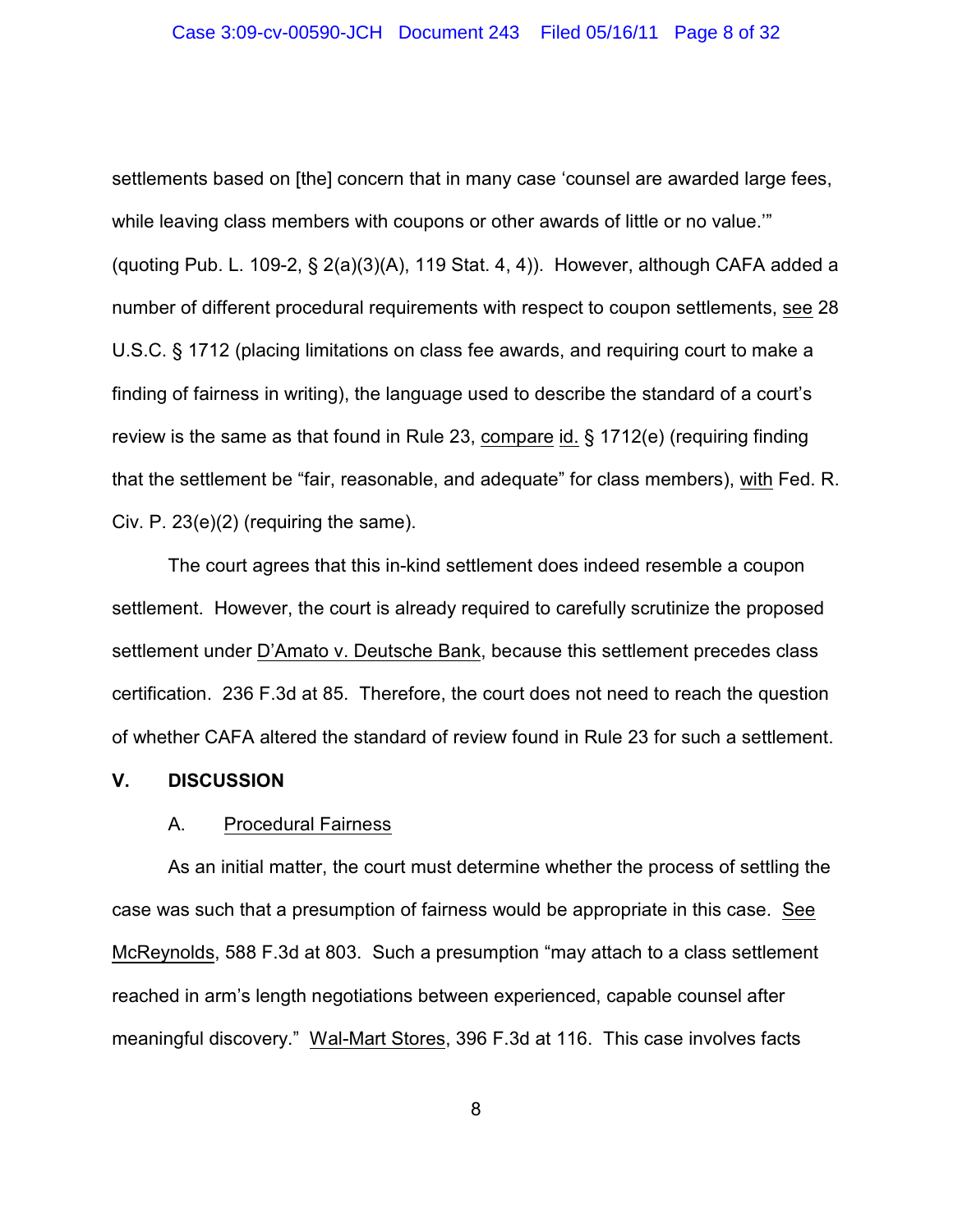settlements based on [the] concern that in many case 'counsel are awarded large fees, while leaving class members with coupons or other awards of little or no value.'" (quoting Pub. L. 109-2, § 2(a)(3)(A), 119 Stat. 4, 4)). However, although CAFA added a number of different procedural requirements with respect to coupon settlements, see 28 U.S.C. § 1712 (placing limitations on class fee awards, and requiring court to make a finding of fairness in writing), the language used to describe the standard of a court's review is the same as that found in Rule 23, compare id. § 1712(e) (requiring finding that the settlement be "fair, reasonable, and adequate" for class members), with Fed. R. Civ. P. 23(e)(2) (requiring the same).

The court agrees that this in-kind settlement does indeed resemble a coupon settlement. However, the court is already required to carefully scrutinize the proposed settlement under D'Amato v. Deutsche Bank, because this settlement precedes class certification. 236 F.3d at 85. Therefore, the court does not need to reach the question of whether CAFA altered the standard of review found in Rule 23 for such a settlement.

## V. DISCUSSION

### A. Procedural Fairness

As an initial matter, the court must determine whether the process of settling the case was such that a presumption of fairness would be appropriate in this case. See McReynolds, 588 F.3d at 803. Such a presumption "may attach to a class settlement reached in arm's length negotiations between experienced, capable counsel after meaningful discovery." Wal-Mart Stores, 396 F.3d at 116. This case involves facts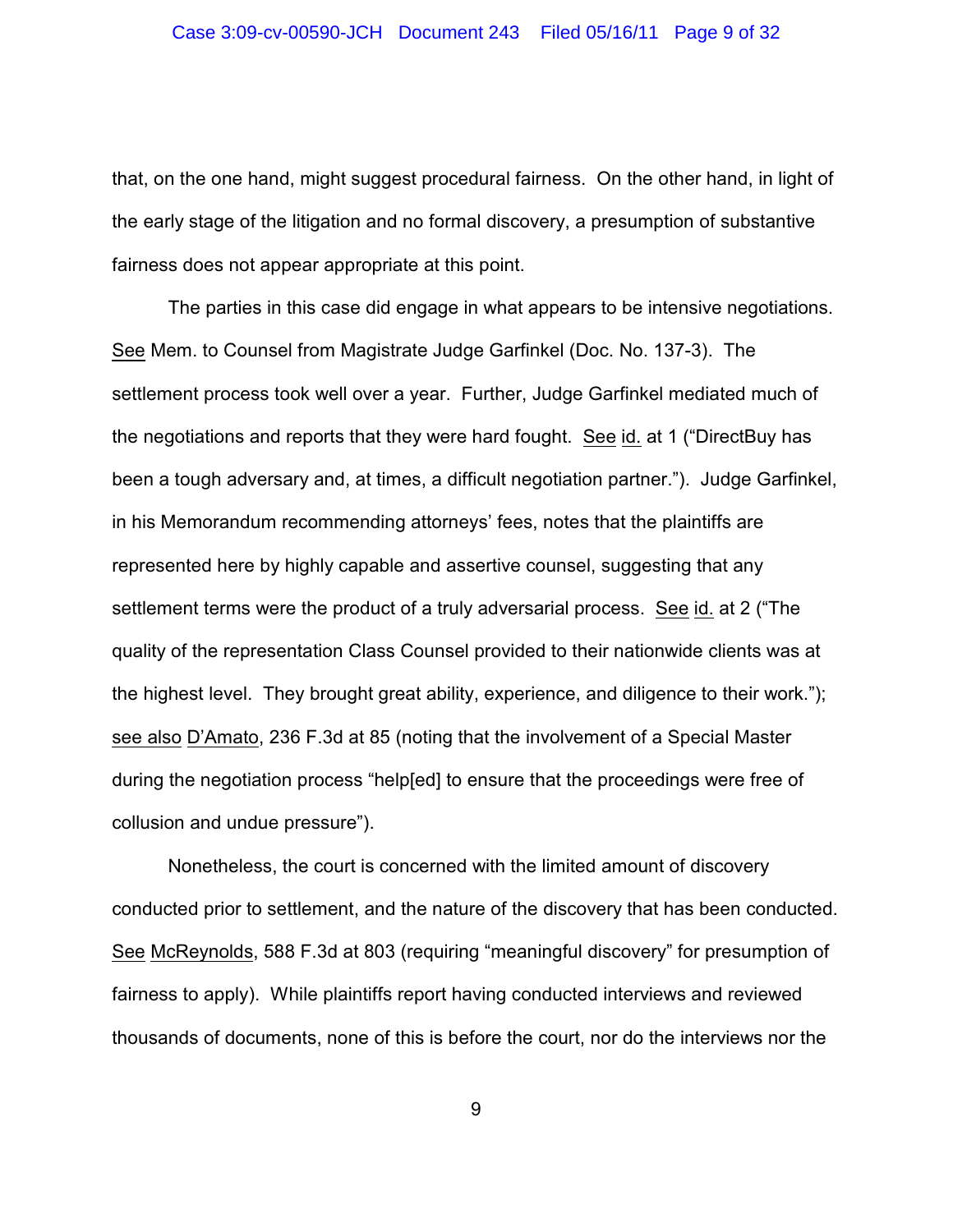that, on the one hand, might suggest procedural fairness. On the other hand, in light of the early stage of the litigation and no formal discovery, a presumption of substantive fairness does not appear appropriate at this point.

The parties in this case did engage in what appears to be intensive negotiations. See Mem. to Counsel from Magistrate Judge Garfinkel (Doc. No. 137-3). The settlement process took well over a year. Further, Judge Garfinkel mediated much of the negotiations and reports that they were hard fought. See id. at 1 ("DirectBuy has been a tough adversary and, at times, a difficult negotiation partner."). Judge Garfinkel, in his Memorandum recommending attorneys' fees, notes that the plaintiffs are represented here by highly capable and assertive counsel, suggesting that any settlement terms were the product of a truly adversarial process. See id. at 2 ("The quality of the representation Class Counsel provided to their nationwide clients was at the highest level. They brought great ability, experience, and diligence to their work."); see also D'Amato, 236 F.3d at 85 (noting that the involvement of a Special Master during the negotiation process "help[ed] to ensure that the proceedings were free of collusion and undue pressure").

Nonetheless, the court is concerned with the limited amount of discovery conducted prior to settlement, and the nature of the discovery that has been conducted. See McReynolds, 588 F.3d at 803 (requiring "meaningful discovery" for presumption of fairness to apply). While plaintiffs report having conducted interviews and reviewed thousands of documents, none of this is before the court, nor do the interviews nor the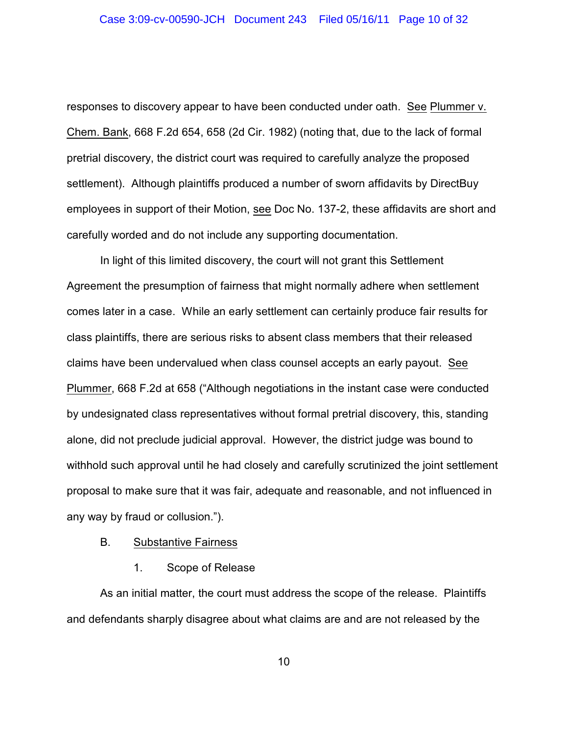responses to discovery appear to have been conducted under oath. See Plummer v. Chem. Bank, 668 F.2d 654, 658 (2d Cir. 1982) (noting that, due to the lack of formal pretrial discovery, the district court was required to carefully analyze the proposed settlement). Although plaintiffs produced a number of sworn affidavits by DirectBuy employees in support of their Motion, see Doc No. 137-2, these affidavits are short and carefully worded and do not include any supporting documentation.

In light of this limited discovery, the court will not grant this Settlement Agreement the presumption of fairness that might normally adhere when settlement comes later in a case. While an early settlement can certainly produce fair results for class plaintiffs, there are serious risks to absent class members that their released claims have been undervalued when class counsel accepts an early payout. See Plummer, 668 F.2d at 658 ("Although negotiations in the instant case were conducted by undesignated class representatives without formal pretrial discovery, this, standing alone, did not preclude judicial approval. However, the district judge was bound to withhold such approval until he had closely and carefully scrutinized the joint settlement proposal to make sure that it was fair, adequate and reasonable, and not influenced in any way by fraud or collusion.").

B. Substantive Fairness

1. Scope of Release

As an initial matter, the court must address the scope of the release. Plaintiffs and defendants sharply disagree about what claims are and are not released by the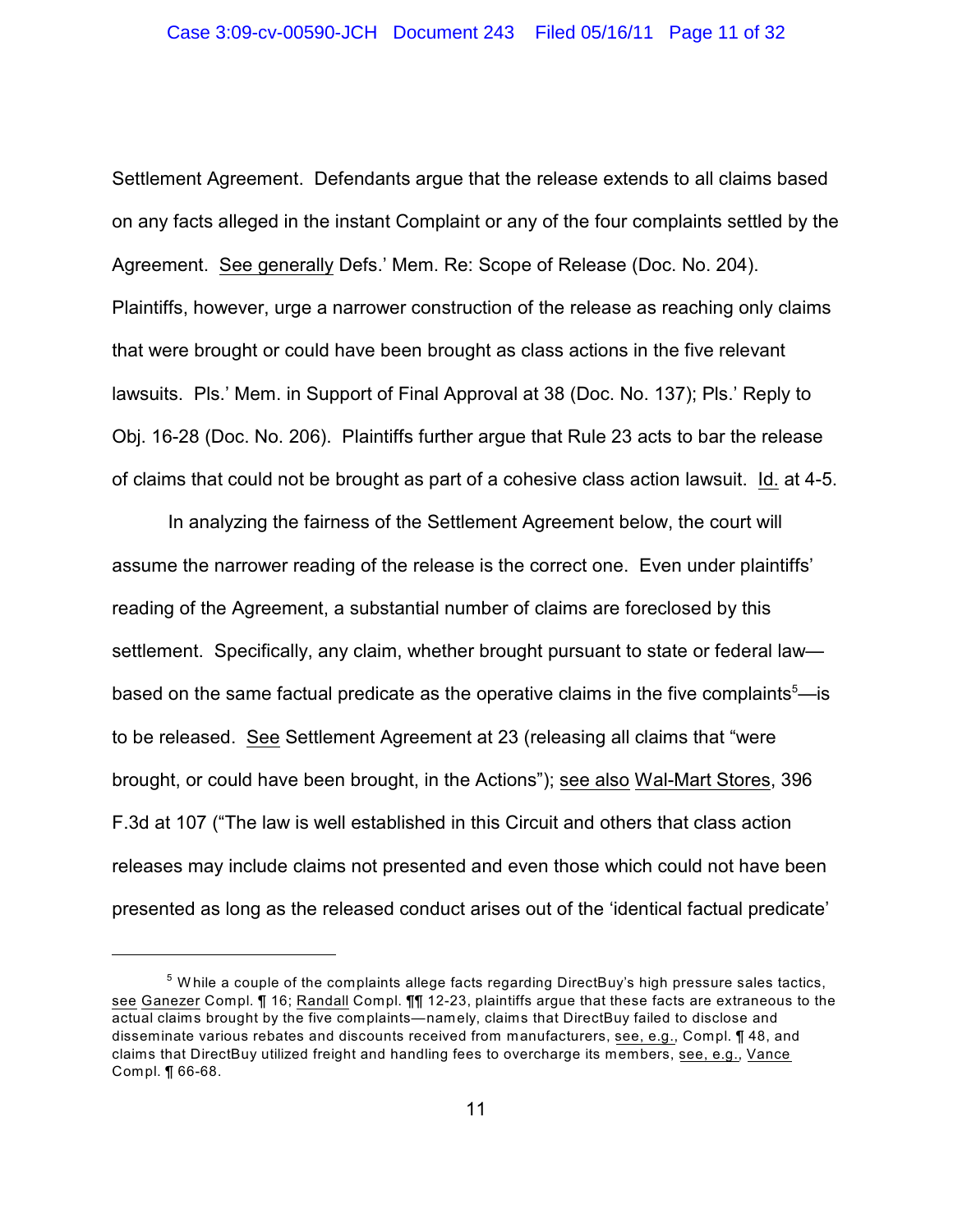Settlement Agreement. Defendants argue that the release extends to all claims based on any facts alleged in the instant Complaint or any of the four complaints settled by the Agreement. See generally Defs.' Mem. Re: Scope of Release (Doc. No. 204). Plaintiffs, however, urge a narrower construction of the release as reaching only claims that were brought or could have been brought as class actions in the five relevant lawsuits. Pls.' Mem. in Support of Final Approval at 38 (Doc. No. 137); Pls.' Reply to Obj. 16-28 (Doc. No. 206). Plaintiffs further argue that Rule 23 acts to bar the release of claims that could not be brought as part of a cohesive class action lawsuit. Id. at 4-5.

In analyzing the fairness of the Settlement Agreement below, the court will assume the narrower reading of the release is the correct one. Even under plaintiffs' reading of the Agreement, a substantial number of claims are foreclosed by this settlement. Specifically, any claim, whether brought pursuant to state or federal law—based on the same factual predicate as the operative claims in the five complaints[5]—is to be released. See Settlement Agreement at 23 (releasing all claims that "were brought, or could have been brought, in the Actions"); see also Wal-Mart Stores, 396 F.3d at 107 ("The law is well established in this Circuit and others that class action releases may include claims not presented and even those which could not have been presented as long as the released conduct arises out of the 'identical factual predicate'

[5] While a couple of the complaints allege facts regarding DirectBuy's high pressure sales tactics, see Ganezer Compl. ¶ 16; Randall Compl. ¶¶ 12-23, plaintiffs argue that these facts are extraneous to the actual claims brought by the five complaints—namely, claims that DirectBuy failed to disclose and disseminate various rebates and discounts received from manufacturers, see, e.g., Compl. ¶ 48, and claims that DirectBuy utilized freight and handling fees to overcharge its members, see, e.g., Vance Compl. ¶ 66-68.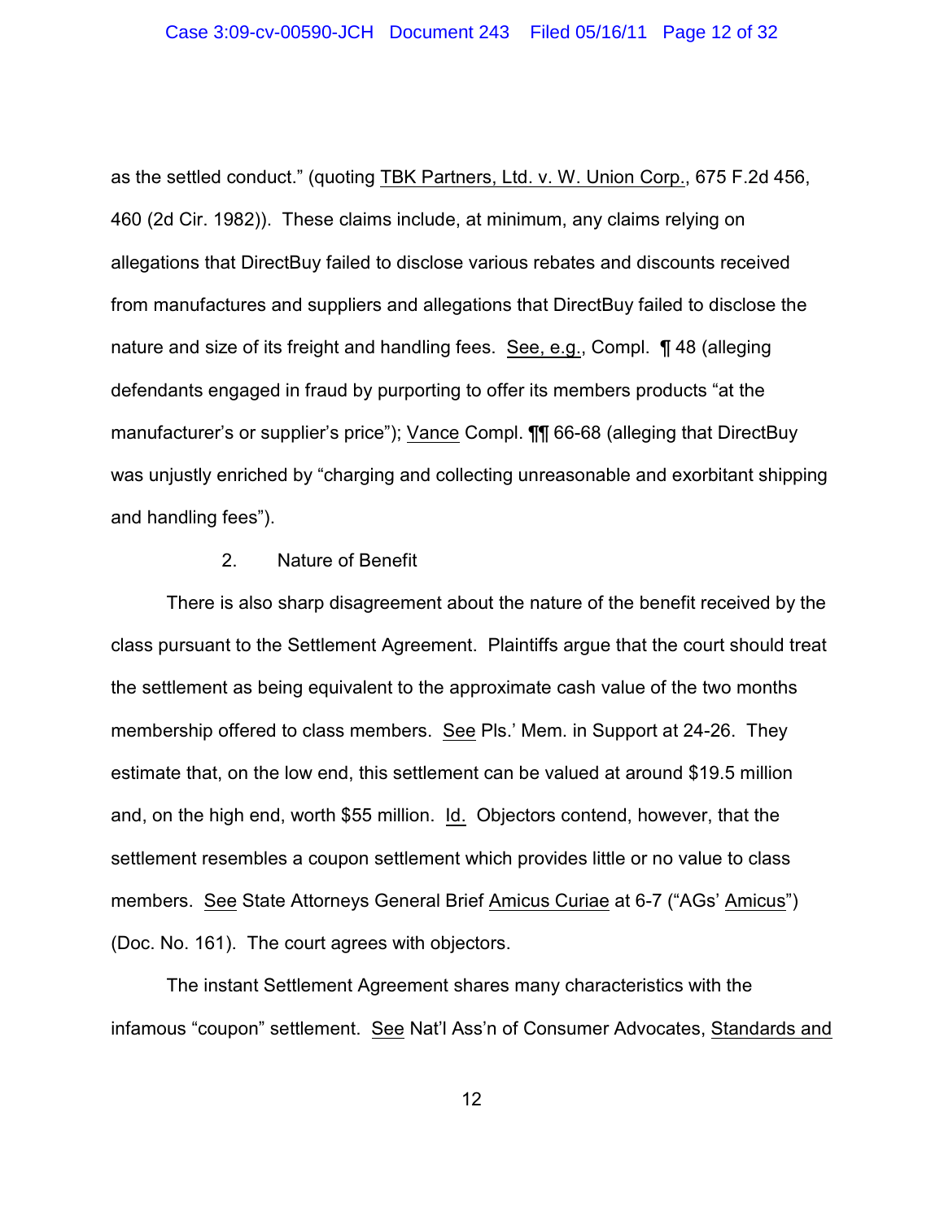as the settled conduct." (quoting TBK Partners, Ltd. v. W. Union Corp., 675 F.2d 456, 460 (2d Cir. 1982)). These claims include, at minimum, any claims relying on allegations that DirectBuy failed to disclose various rebates and discounts received from manufactures and suppliers and allegations that DirectBuy failed to disclose the nature and size of its freight and handling fees. See, e.g., Compl. ¶ 48 (alleging defendants engaged in fraud by purporting to offer its members products "at the manufacturer's or supplier's price"); Vance Compl. ¶¶ 66-68 (alleging that DirectBuy was unjustly enriched by "charging and collecting unreasonable and exorbitant shipping and handling fees").

2. Nature of Benefit

There is also sharp disagreement about the nature of the benefit received by the class pursuant to the Settlement Agreement. Plaintiffs argue that the court should treat the settlement as being equivalent to the approximate cash value of the two months membership offered to class members. See Pls.' Mem. in Support at 24-26. They estimate that, on the low end, this settlement can be valued at around $19.5 million and, on the high end, worth $55 million. Id. Objectors contend, however, that the settlement resembles a coupon settlement which provides little or no value to class members. See State Attorneys General Brief Amicus Curiae at 6-7 ("AGs' Amicus") (Doc. No. 161). The court agrees with objectors.

The instant Settlement Agreement shares many characteristics with the infamous "coupon" settlement. See Nat'l Ass'n of Consumer Advocates, Standards and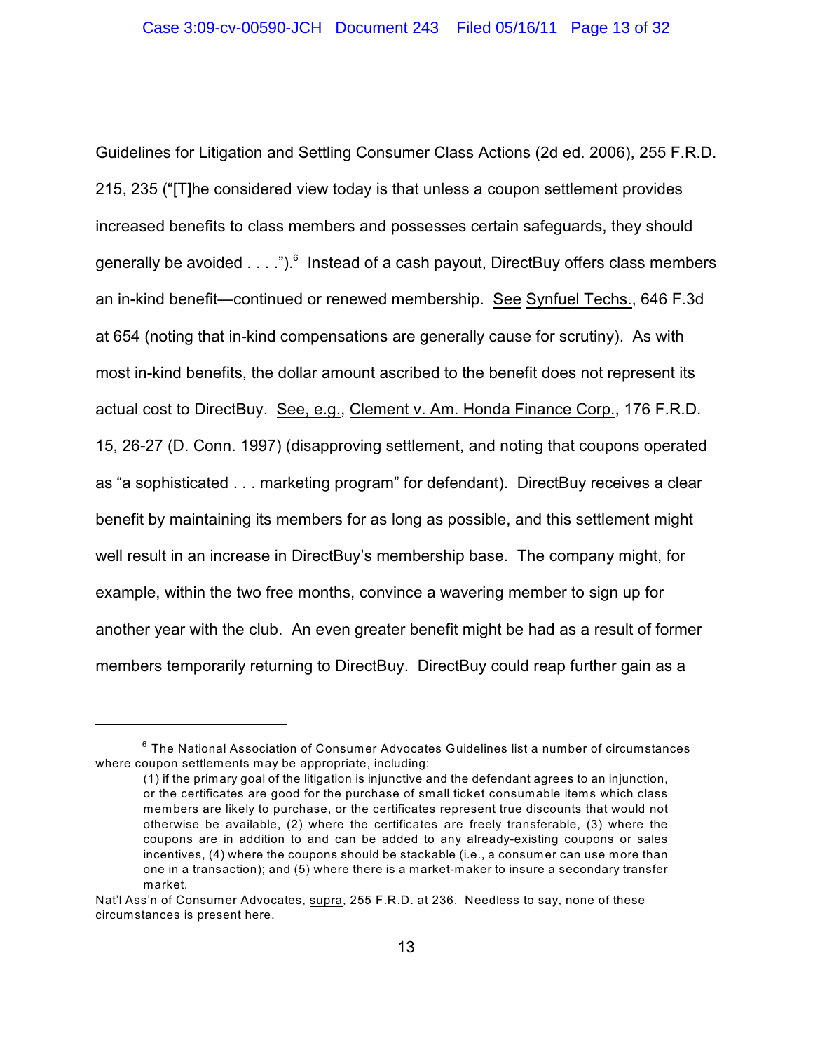Guidelines for Litigation and Settling Consumer Class Actions (2d ed. 2006), 255 F.R.D. 215, 235 ("[T]he considered view today is that unless a coupon settlement provides increased benefits to class members and possesses certain safeguards, they should generally be avoided . . . .").[6] Instead of a cash payout, DirectBuy offers class members an in-kind benefit—continued or renewed membership. See Synfuel Techs., 646 F.3d at 654 (noting that in-kind compensations are generally cause for scrutiny). As with most in-kind benefits, the dollar amount ascribed to the benefit does not represent its actual cost to DirectBuy. See, e.g., Clement v. Am. Honda Finance Corp., 176 F.R.D. 15, 26-27 (D. Conn. 1997) (disapproving settlement, and noting that coupons operated as "a sophisticated . . . marketing program" for defendant). DirectBuy receives a clear benefit by maintaining its members for as long as possible, and this settlement might well result in an increase in DirectBuy's membership base. The company might, for example, within the two free months, convince a wavering member to sign up for another year with the club. An even greater benefit might be had as a result of former members temporarily returning to DirectBuy. DirectBuy could reap further gain as a

---

[6] The National Association of Consumer Advocates Guidelines list a number of circumstances where coupon settlements may be appropriate, including:

> (1) if the primary goal of the litigation is injunctive and the defendant agrees to an injunction, or the certificates are good for the purchase of small ticket consumable items which class members are likely to purchase, or the certificates represent true discounts that would not otherwise be available, (2) where the certificates are freely transferable, (3) where the coupons are in addition to and can be added to any already-existing coupons or sales incentives, (4) where the coupons should be stackable (i.e., a consumer can use more than one in a transaction); and (5) where there is a market-maker to insure a secondary transfer market.

Nat'l Ass'n of Consumer Advocates, supra, 255 F.R.D. at 236. Needless to say, none of these circumstances is present here.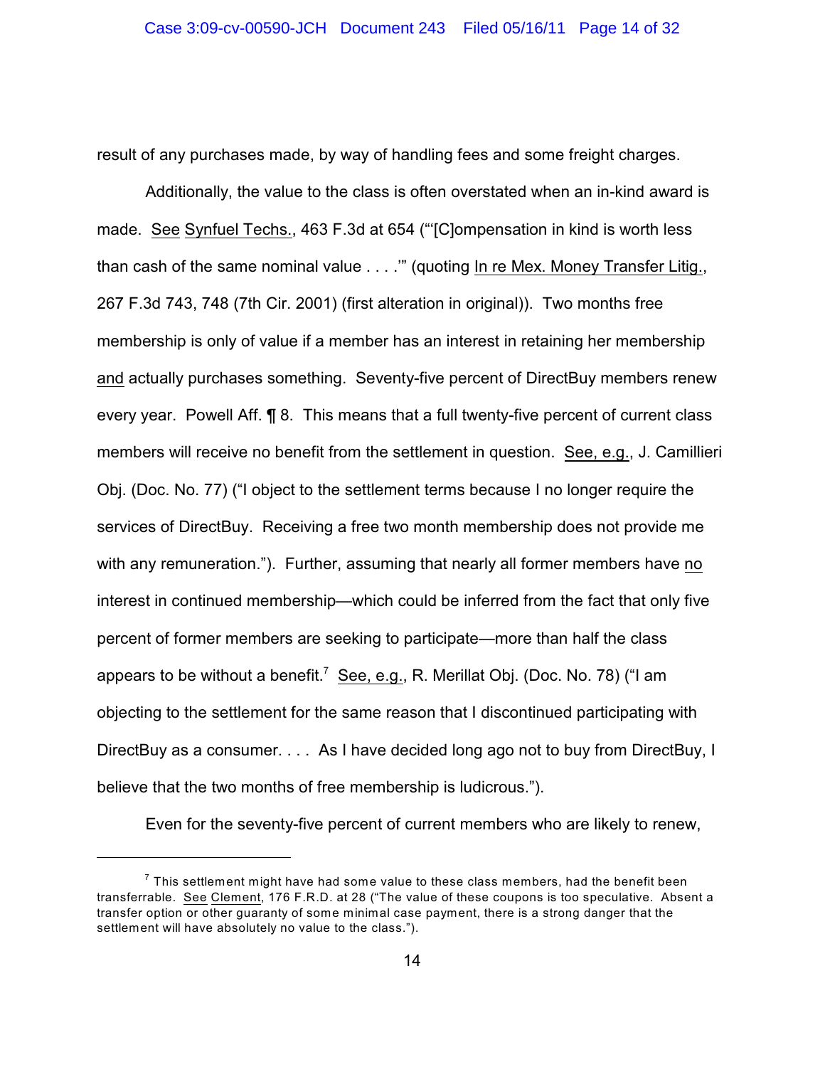result of any purchases made, by way of handling fees and some freight charges.

Additionally, the value to the class is often overstated when an in-kind award is made. See Synfuel Techs., 463 F.3d at 654 ("'[C]ompensation in kind is worth less than cash of the same nominal value . . . .'" (quoting In re Mex. Money Transfer Litig., 267 F.3d 743, 748 (7th Cir. 2001) (first alteration in original)). Two months free membership is only of value if a member has an interest in retaining her membership and actually purchases something. Seventy-five percent of DirectBuy members renew every year. Powell Aff. ¶ 8. This means that a full twenty-five percent of current class members will receive no benefit from the settlement in question. See, e.g., J. Camillieri Obj. (Doc. No. 77) ("I object to the settlement terms because I no longer require the services of DirectBuy. Receiving a free two month membership does not provide me with any remuneration."). Further, assuming that nearly all former members have no interest in continued membership—which could be inferred from the fact that only five percent of former members are seeking to participate—more than half the class appears to be without a benefit.[7] See, e.g., R. Merillat Obj. (Doc. No. 78) ("I am objecting to the settlement for the same reason that I discontinued participating with DirectBuy as a consumer. . . . As I have decided long ago not to buy from DirectBuy, I believe that the two months of free membership is ludicrous.").

Even for the seventy-five percent of current members who are likely to renew,

---

[7] This settlement might have had some value to these class members, had the benefit been transferrable. See Clement, 176 F.R.D. at 28 ("The value of these coupons is too speculative. Absent a transfer option or other guaranty of some minimal case payment, there is a strong danger that the settlement will have absolutely no value to the class.").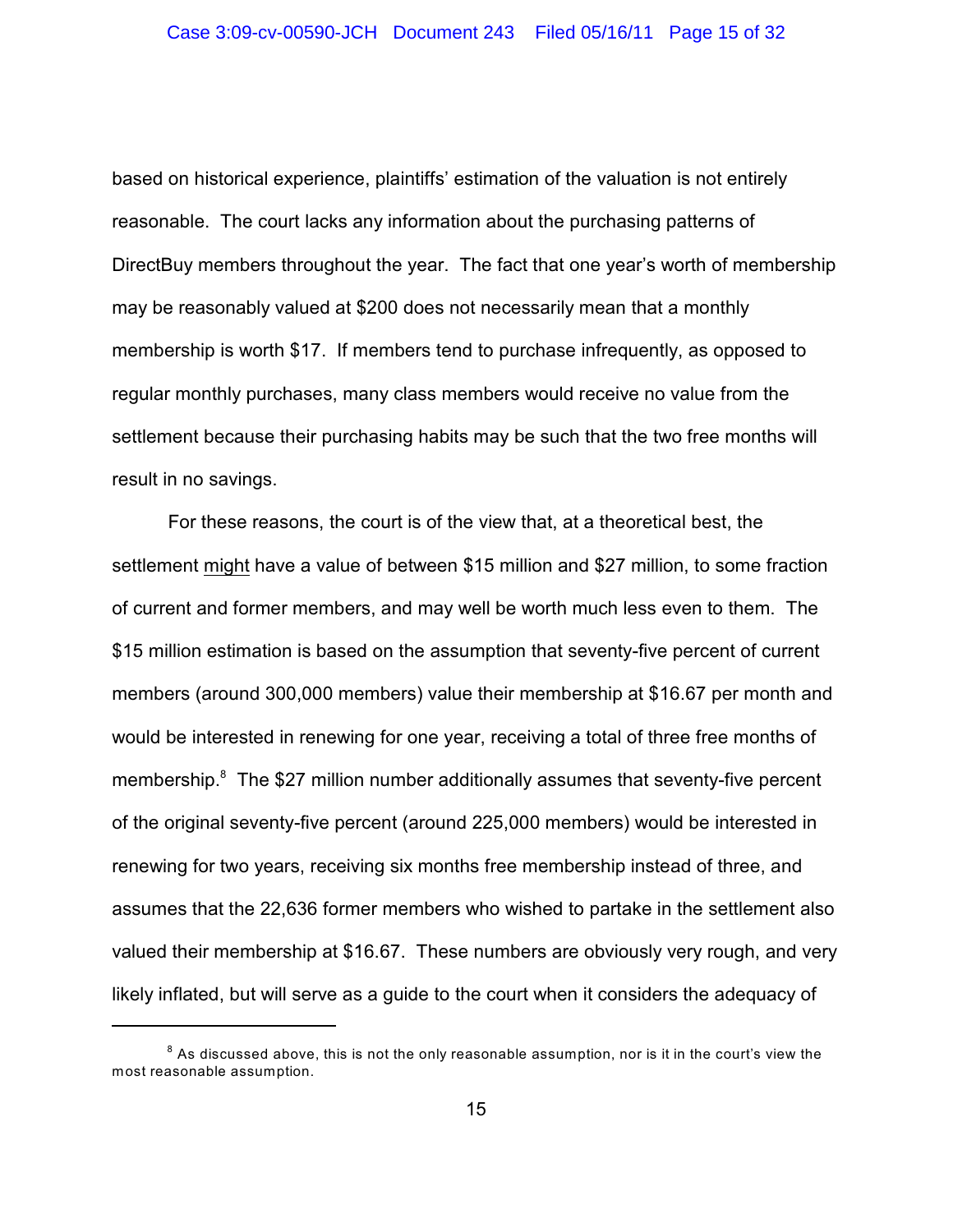based on historical experience, plaintiffs' estimation of the valuation is not entirely reasonable. The court lacks any information about the purchasing patterns of DirectBuy members throughout the year. The fact that one year's worth of membership may be reasonably valued at $200 does not necessarily mean that a monthly membership is worth $17. If members tend to purchase infrequently, as opposed to regular monthly purchases, many class members would receive no value from the settlement because their purchasing habits may be such that the two free months will result in no savings.

For these reasons, the court is of the view that, at a theoretical best, the settlement <u>might</u> have a value of between $15 million and $27 million, to some fraction of current and former members, and may well be worth much less even to them. The $15 million estimation is based on the assumption that seventy-five percent of current members (around 300,000 members) value their membership at $16.67 per month and would be interested in renewing for one year, receiving a total of three free months of membership.[8] The $27 million number additionally assumes that seventy-five percent of the original seventy-five percent (around 225,000 members) would be interested in renewing for two years, receiving six months free membership instead of three, and assumes that the 22,636 former members who wished to partake in the settlement also valued their membership at $16.67. These numbers are obviously very rough, and very likely inflated, but will serve as a guide to the court when it considers the adequacy of

---

[8] As discussed above, this is not the only reasonable assumption, nor is it in the court's view the most reasonable assumption.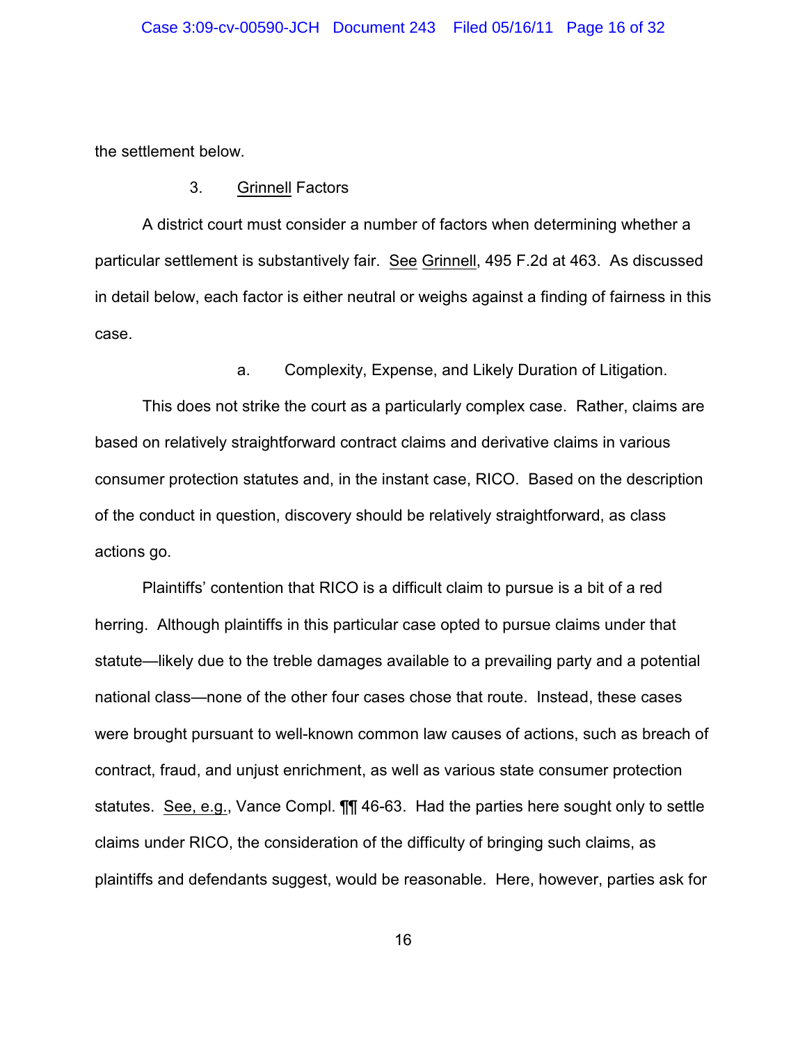the settlement below.

### 3. Grinnell Factors

A district court must consider a number of factors when determining whether a particular settlement is substantively fair. See Grinnell, 495 F.2d at 463. As discussed in detail below, each factor is either neutral or weighs against a finding of fairness in this case.

#### a. Complexity, Expense, and Likely Duration of Litigation.

This does not strike the court as a particularly complex case. Rather, claims are based on relatively straightforward contract claims and derivative claims in various consumer protection statutes and, in the instant case, RICO. Based on the description of the conduct in question, discovery should be relatively straightforward, as class actions go.

Plaintiffs' contention that RICO is a difficult claim to pursue is a bit of a red herring. Although plaintiffs in this particular case opted to pursue claims under that statute—likely due to the treble damages available to a prevailing party and a potential national class—none of the other four cases chose that route. Instead, these cases were brought pursuant to well-known common law causes of actions, such as breach of contract, fraud, and unjust enrichment, as well as various state consumer protection statutes. See, e.g., Vance Compl. ¶¶ 46-63. Had the parties here sought only to settle claims under RICO, the consideration of the difficulty of bringing such claims, as plaintiffs and defendants suggest, would be reasonable. Here, however, parties ask for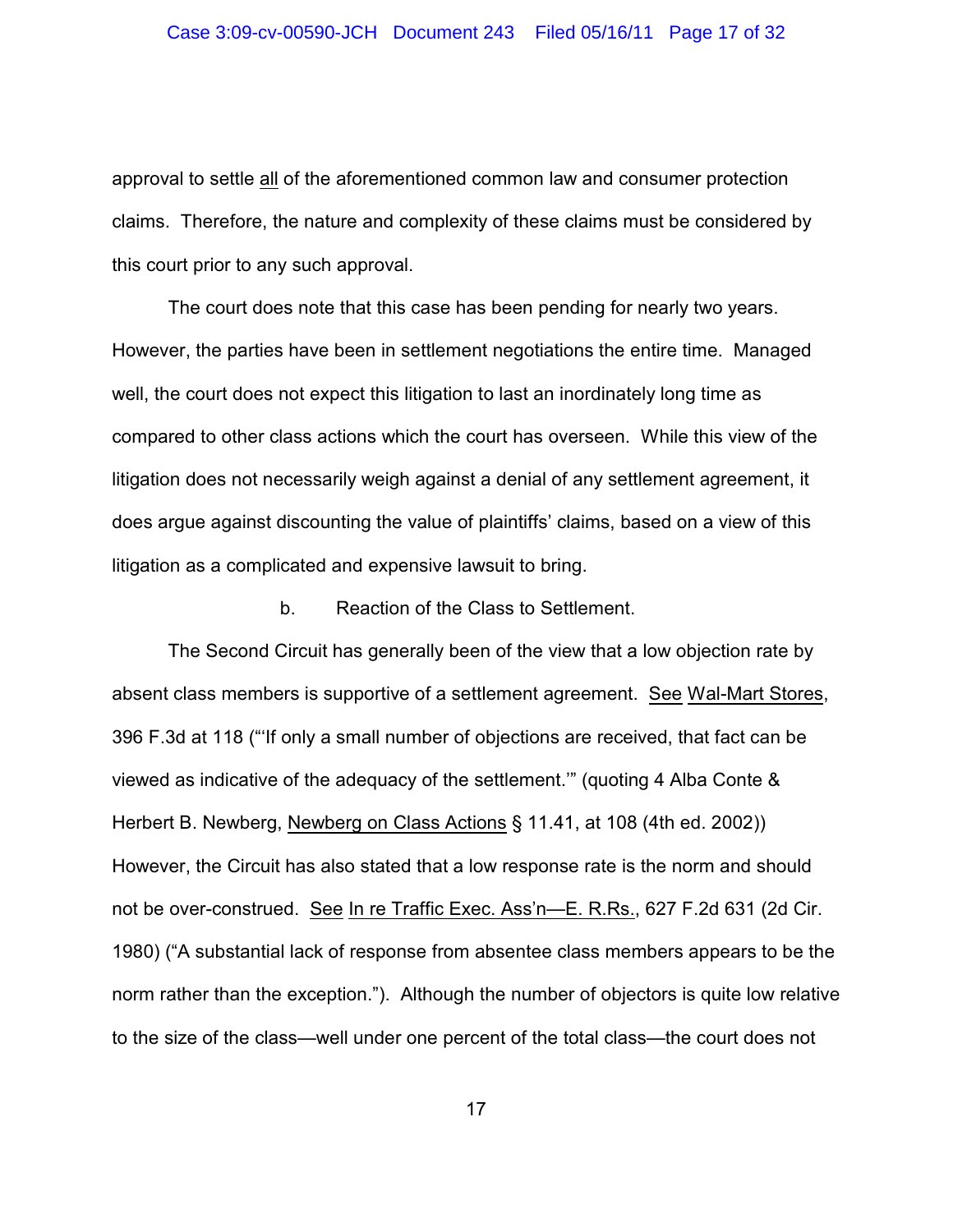approval to settle all of the aforementioned common law and consumer protection claims. Therefore, the nature and complexity of these claims must be considered by this court prior to any such approval.

The court does note that this case has been pending for nearly two years. However, the parties have been in settlement negotiations the entire time. Managed well, the court does not expect this litigation to last an inordinately long time as compared to other class actions which the court has overseen. While this view of the litigation does not necessarily weigh against a denial of any settlement agreement, it does argue against discounting the value of plaintiffs' claims, based on a view of this litigation as a complicated and expensive lawsuit to bring.

b. Reaction of the Class to Settlement.

The Second Circuit has generally been of the view that a low objection rate by absent class members is supportive of a settlement agreement. See Wal-Mart Stores, 396 F.3d at 118 ("'If only a small number of objections are received, that fact can be viewed as indicative of the adequacy of the settlement.'" (quoting 4 Alba Conte & Herbert B. Newberg, Newberg on Class Actions § 11.41, at 108 (4th ed. 2002)) However, the Circuit has also stated that a low response rate is the norm and should not be over-construed. See In re Traffic Exec. Ass'n—E. R.Rs., 627 F.2d 631 (2d Cir. 1980) ("A substantial lack of response from absentee class members appears to be the norm rather than the exception."). Although the number of objectors is quite low relative to the size of the class—well under one percent of the total class—the court does not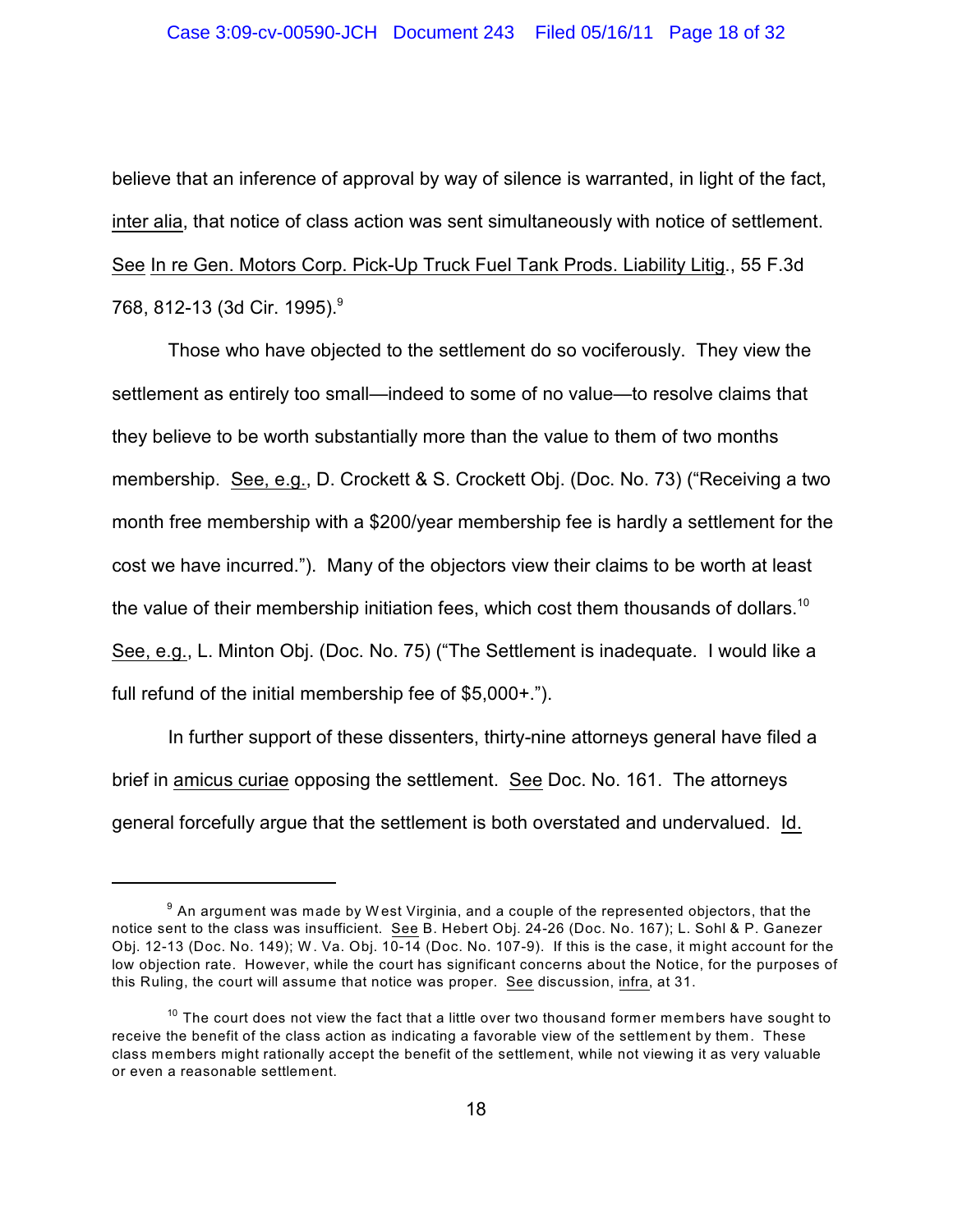believe that an inference of approval by way of silence is warranted, in light of the fact, inter alia, that notice of class action was sent simultaneously with notice of settlement. See In re Gen. Motors Corp. Pick-Up Truck Fuel Tank Prods. Liability Litig., 55 F.3d 768, 812-13 (3d Cir. 1995).[9]

Those who have objected to the settlement do so vociferously. They view the settlement as entirely too small—indeed to some of no value—to resolve claims that they believe to be worth substantially more than the value to them of two months membership. See, e.g., D. Crockett & S. Crockett Obj. (Doc. No. 73) ("Receiving a two month free membership with a $200/year membership fee is hardly a settlement for the cost we have incurred."). Many of the objectors view their claims to be worth at least the value of their membership initiation fees, which cost them thousands of dollars.[10] See, e.g., L. Minton Obj. (Doc. No. 75) ("The Settlement is inadequate. I would like a full refund of the initial membership fee of $5,000+.").

In further support of these dissenters, thirty-nine attorneys general have filed a brief in amicus curiae opposing the settlement. See Doc. No. 161. The attorneys general forcefully argue that the settlement is both overstated and undervalued. Id.

---

[9] An argument was made by West Virginia, and a couple of the represented objectors, that the notice sent to the class was insufficient. See B. Hebert Obj. 24-26 (Doc. No. 167); L. Sohl & P. Ganezer Obj. 12-13 (Doc. No. 149); W. Va. Obj. 10-14 (Doc. No. 107-9). If this is the case, it might account for the low objection rate. However, while the court has significant concerns about the Notice, for the purposes of this Ruling, the court will assume that notice was proper. See discussion, infra, at 31.

[10] The court does not view the fact that a little over two thousand former members have sought to receive the benefit of the class action as indicating a favorable view of the settlement by them. These class members might rationally accept the benefit of the settlement, while not viewing it as very valuable or even a reasonable settlement.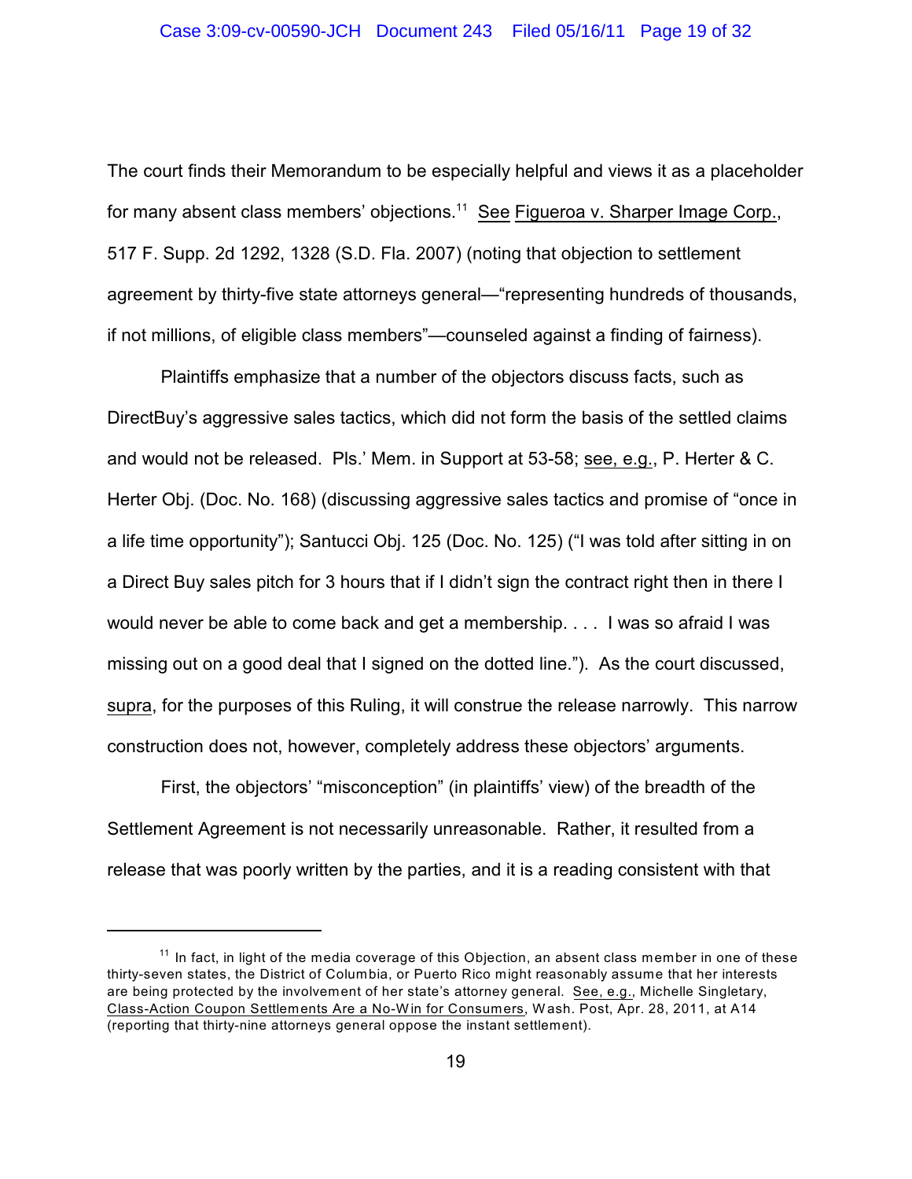The court finds their Memorandum to be especially helpful and views it as a placeholder for many absent class members' objections.[11] See Figueroa v. Sharper Image Corp., 517 F. Supp. 2d 1292, 1328 (S.D. Fla. 2007) (noting that objection to settlement agreement by thirty-five state attorneys general—"representing hundreds of thousands, if not millions, of eligible class members"—counseled against a finding of fairness).

Plaintiffs emphasize that a number of the objectors discuss facts, such as DirectBuy's aggressive sales tactics, which did not form the basis of the settled claims and would not be released. Pls.' Mem. in Support at 53-58; see, e.g., P. Herter & C. Herter Obj. (Doc. No. 168) (discussing aggressive sales tactics and promise of "once in a life time opportunity"); Santucci Obj. 125 (Doc. No. 125) ("I was told after sitting in on a Direct Buy sales pitch for 3 hours that if I didn't sign the contract right then in there I would never be able to come back and get a membership. . . . I was so afraid I was missing out on a good deal that I signed on the dotted line."). As the court discussed, supra, for the purposes of this Ruling, it will construe the release narrowly. This narrow construction does not, however, completely address these objectors' arguments.

First, the objectors' "misconception" (in plaintiffs' view) of the breadth of the Settlement Agreement is not necessarily unreasonable. Rather, it resulted from a release that was poorly written by the parties, and it is a reading consistent with that

---

[11] In fact, in light of the media coverage of this Objection, an absent class member in one of these thirty-seven states, the District of Columbia, or Puerto Rico might reasonably assume that her interests are being protected by the involvement of her state's attorney general. See, e.g., Michelle Singletary, Class-Action Coupon Settlements Are a No-Win for Consumers, Wash. Post, Apr. 28, 2011, at A14 (reporting that thirty-nine attorneys general oppose the instant settlement).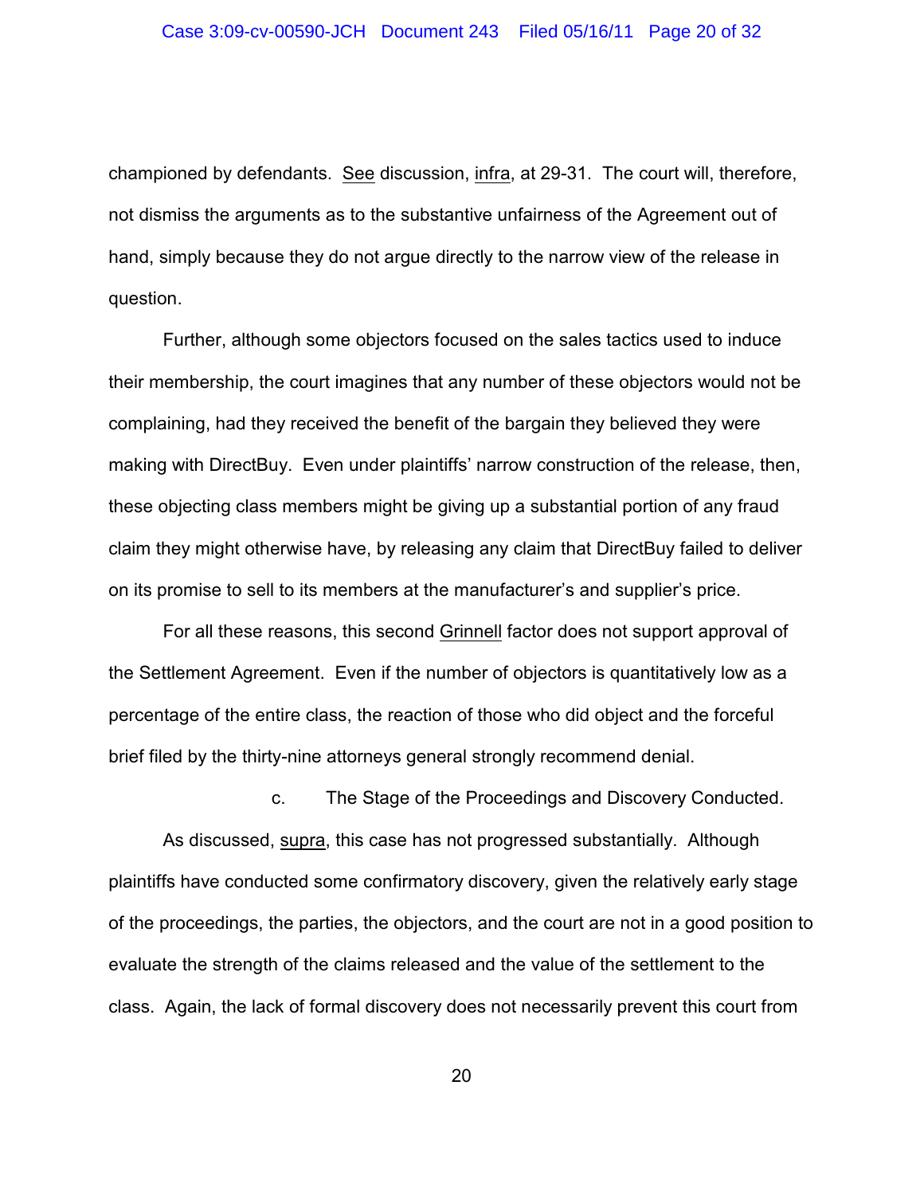championed by defendants. See discussion, infra, at 29-31. The court will, therefore, not dismiss the arguments as to the substantive unfairness of the Agreement out of hand, simply because they do not argue directly to the narrow view of the release in question.

Further, although some objectors focused on the sales tactics used to induce their membership, the court imagines that any number of these objectors would not be complaining, had they received the benefit of the bargain they believed they were making with DirectBuy. Even under plaintiffs' narrow construction of the release, then, these objecting class members might be giving up a substantial portion of any fraud claim they might otherwise have, by releasing any claim that DirectBuy failed to deliver on its promise to sell to its members at the manufacturer's and supplier's price.

For all these reasons, this second Grinnell factor does not support approval of the Settlement Agreement. Even if the number of objectors is quantitatively low as a percentage of the entire class, the reaction of those who did object and the forceful brief filed by the thirty-nine attorneys general strongly recommend denial.

c. The Stage of the Proceedings and Discovery Conducted.

As discussed, supra, this case has not progressed substantially. Although plaintiffs have conducted some confirmatory discovery, given the relatively early stage of the proceedings, the parties, the objectors, and the court are not in a good position to evaluate the strength of the claims released and the value of the settlement to the class. Again, the lack of formal discovery does not necessarily prevent this court from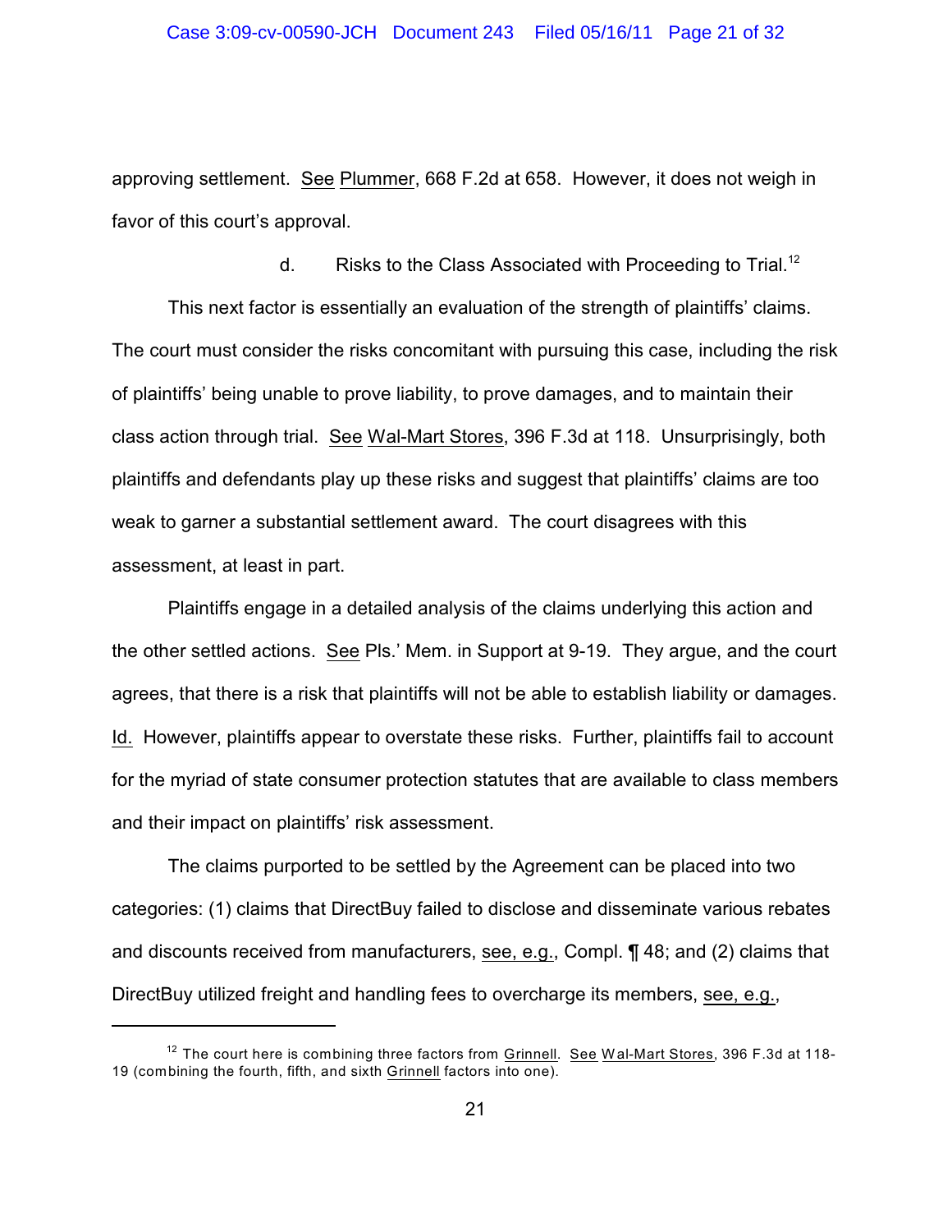approving settlement. See Plummer, 668 F.2d at 658. However, it does not weigh in favor of this court's approval.

d. Risks to the Class Associated with Proceeding to Trial.[12]

This next factor is essentially an evaluation of the strength of plaintiffs' claims. The court must consider the risks concomitant with pursuing this case, including the risk of plaintiffs' being unable to prove liability, to prove damages, and to maintain their class action through trial. See Wal-Mart Stores, 396 F.3d at 118. Unsurprisingly, both plaintiffs and defendants play up these risks and suggest that plaintiffs' claims are too weak to garner a substantial settlement award. The court disagrees with this assessment, at least in part.

Plaintiffs engage in a detailed analysis of the claims underlying this action and the other settled actions. See Pls.' Mem. in Support at 9-19. They argue, and the court agrees, that there is a risk that plaintiffs will not be able to establish liability or damages. Id. However, plaintiffs appear to overstate these risks. Further, plaintiffs fail to account for the myriad of state consumer protection statutes that are available to class members and their impact on plaintiffs' risk assessment.

The claims purported to be settled by the Agreement can be placed into two categories: (1) claims that DirectBuy failed to disclose and disseminate various rebates and discounts received from manufacturers, see, e.g., Compl. ¶ 48; and (2) claims that DirectBuy utilized freight and handling fees to overcharge its members, see, e.g.,

[12] The court here is combining three factors from Grinnell. See Wal-Mart Stores, 396 F.3d at 118-19 (combining the fourth, fifth, and sixth Grinnell factors into one).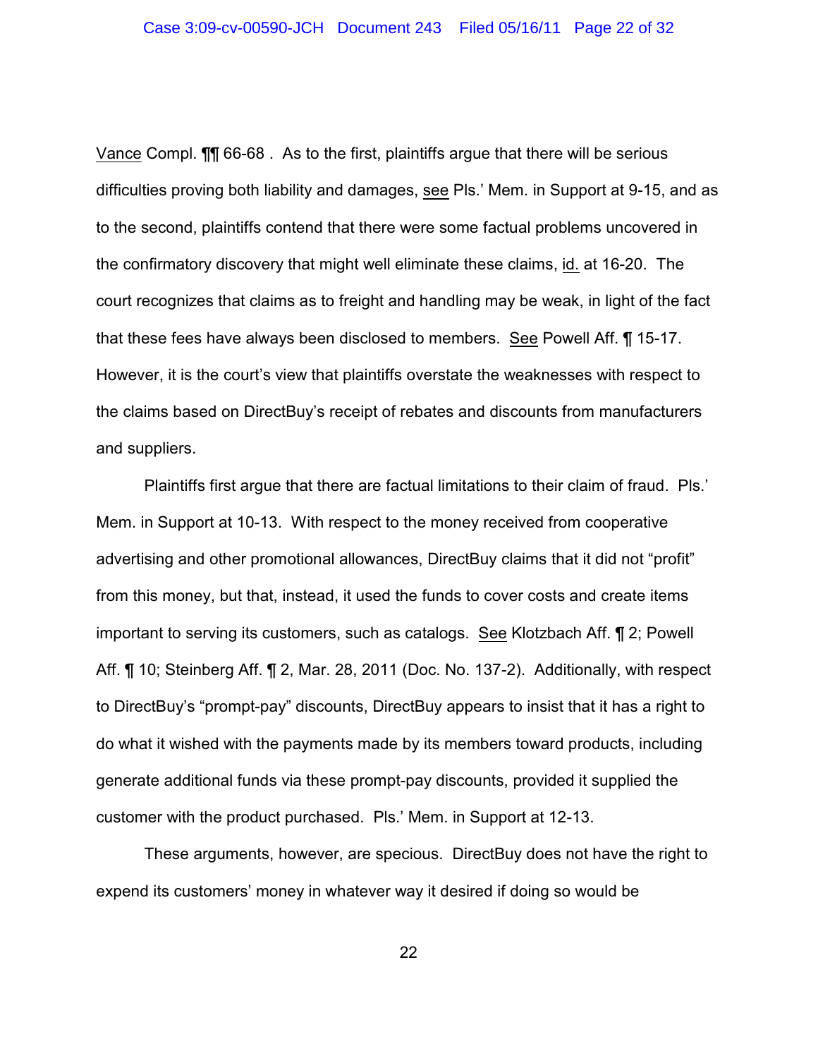Vance Compl. ¶¶ 66-68 . As to the first, plaintiffs argue that there will be serious difficulties proving both liability and damages, see Pls.' Mem. in Support at 9-15, and as to the second, plaintiffs contend that there were some factual problems uncovered in the confirmatory discovery that might well eliminate these claims, id. at 16-20. The court recognizes that claims as to freight and handling may be weak, in light of the fact that these fees have always been disclosed to members. See Powell Aff. ¶ 15-17. However, it is the court's view that plaintiffs overstate the weaknesses with respect to the claims based on DirectBuy's receipt of rebates and discounts from manufacturers and suppliers.

Plaintiffs first argue that there are factual limitations to their claim of fraud. Pls.' Mem. in Support at 10-13. With respect to the money received from cooperative advertising and other promotional allowances, DirectBuy claims that it did not "profit" from this money, but that, instead, it used the funds to cover costs and create items important to serving its customers, such as catalogs. See Klotzbach Aff. ¶ 2; Powell Aff. ¶ 10; Steinberg Aff. ¶ 2, Mar. 28, 2011 (Doc. No. 137-2). Additionally, with respect to DirectBuy's "prompt-pay" discounts, DirectBuy appears to insist that it has a right to do what it wished with the payments made by its members toward products, including generate additional funds via these prompt-pay discounts, provided it supplied the customer with the product purchased. Pls.' Mem. in Support at 12-13.

These arguments, however, are specious. DirectBuy does not have the right to expend its customers' money in whatever way it desired if doing so would be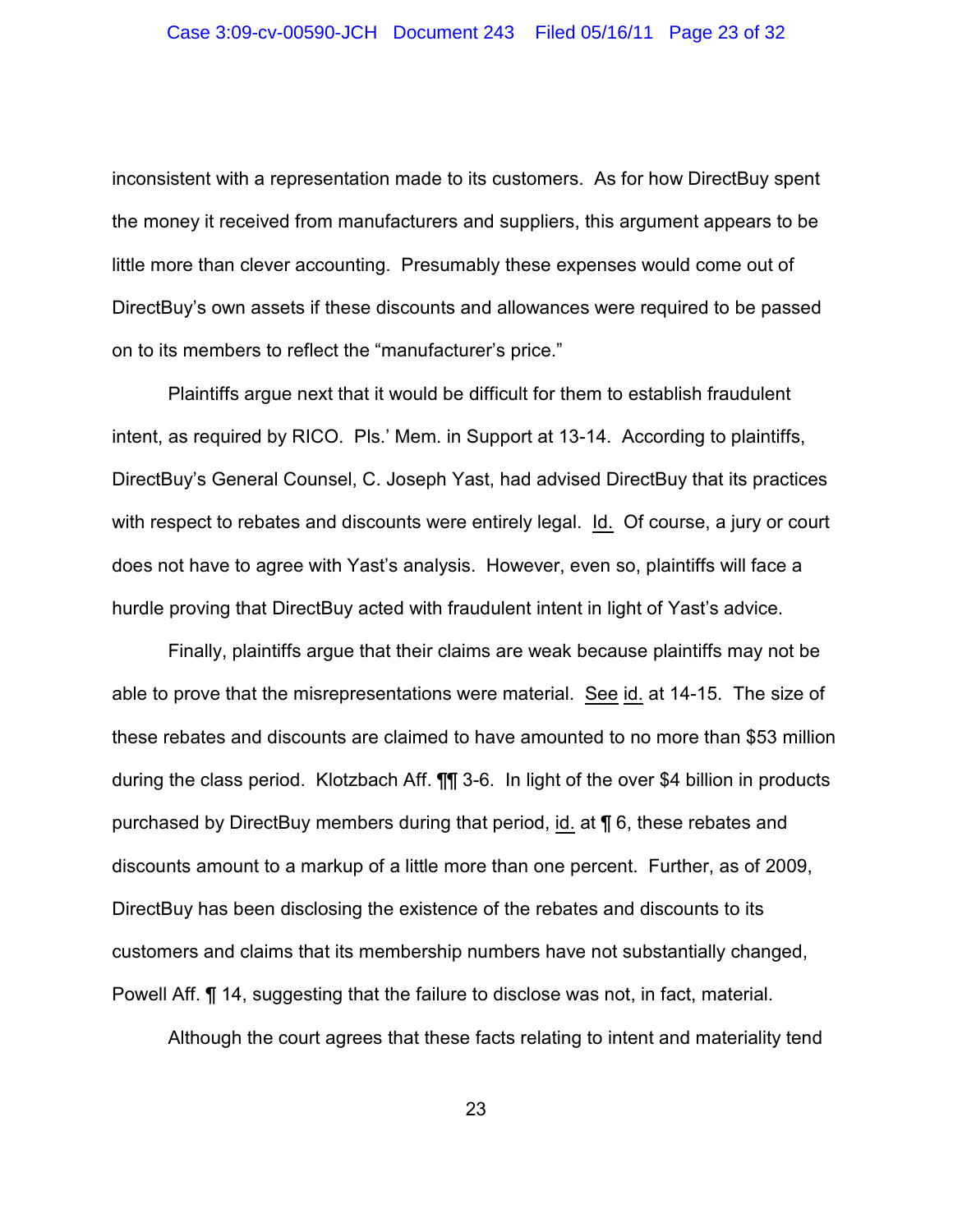inconsistent with a representation made to its customers. As for how DirectBuy spent the money it received from manufacturers and suppliers, this argument appears to be little more than clever accounting. Presumably these expenses would come out of DirectBuy's own assets if these discounts and allowances were required to be passed on to its members to reflect the "manufacturer's price."

Plaintiffs argue next that it would be difficult for them to establish fraudulent intent, as required by RICO. Pls.' Mem. in Support at 13-14. According to plaintiffs, DirectBuy's General Counsel, C. Joseph Yast, had advised DirectBuy that its practices with respect to rebates and discounts were entirely legal. Id. Of course, a jury or court does not have to agree with Yast's analysis. However, even so, plaintiffs will face a hurdle proving that DirectBuy acted with fraudulent intent in light of Yast's advice.

Finally, plaintiffs argue that their claims are weak because plaintiffs may not be able to prove that the misrepresentations were material. See id. at 14-15. The size of these rebates and discounts are claimed to have amounted to no more than $53 million during the class period. Klotzbach Aff. ¶¶ 3-6. In light of the over $4 billion in products purchased by DirectBuy members during that period, id. at ¶ 6, these rebates and discounts amount to a markup of a little more than one percent. Further, as of 2009, DirectBuy has been disclosing the existence of the rebates and discounts to its customers and claims that its membership numbers have not substantially changed, Powell Aff. ¶ 14, suggesting that the failure to disclose was not, in fact, material.

Although the court agrees that these facts relating to intent and materiality tend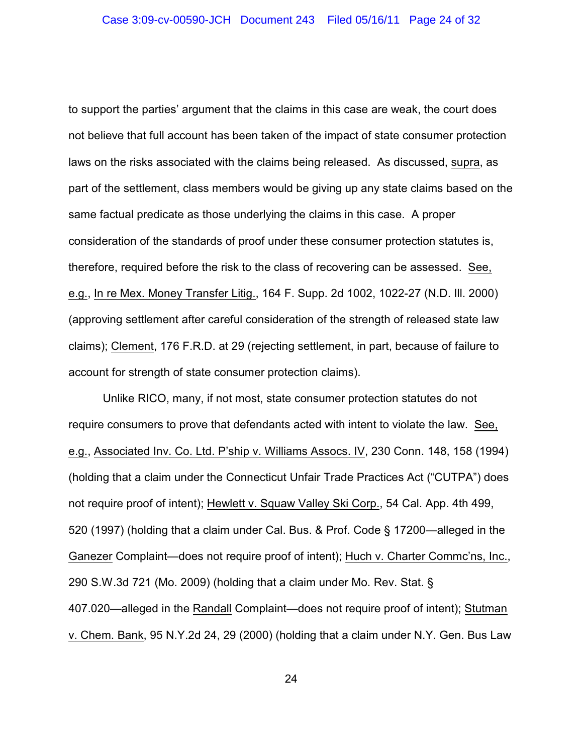to support the parties' argument that the claims in this case are weak, the court does not believe that full account has been taken of the impact of state consumer protection laws on the risks associated with the claims being released. As discussed, supra, as part of the settlement, class members would be giving up any state claims based on the same factual predicate as those underlying the claims in this case. A proper consideration of the standards of proof under these consumer protection statutes is, therefore, required before the risk to the class of recovering can be assessed. See, e.g., In re Mex. Money Transfer Litig., 164 F. Supp. 2d 1002, 1022-27 (N.D. Ill. 2000) (approving settlement after careful consideration of the strength of released state law claims); Clement, 176 F.R.D. at 29 (rejecting settlement, in part, because of failure to account for strength of state consumer protection claims).

Unlike RICO, many, if not most, state consumer protection statutes do not require consumers to prove that defendants acted with intent to violate the law. See, e.g., Associated Inv. Co. Ltd. P'ship v. Williams Assocs. IV, 230 Conn. 148, 158 (1994) (holding that a claim under the Connecticut Unfair Trade Practices Act ("CUTPA") does not require proof of intent); Hewlett v. Squaw Valley Ski Corp., 54 Cal. App. 4th 499, 520 (1997) (holding that a claim under Cal. Bus. & Prof. Code § 17200—alleged in the Ganezer Complaint—does not require proof of intent); Huch v. Charter Commc'ns, Inc., 290 S.W.3d 721 (Mo. 2009) (holding that a claim under Mo. Rev. Stat. § 407.020—alleged in the Randall Complaint—does not require proof of intent); Stutman v. Chem. Bank, 95 N.Y.2d 24, 29 (2000) (holding that a claim under N.Y. Gen. Bus Law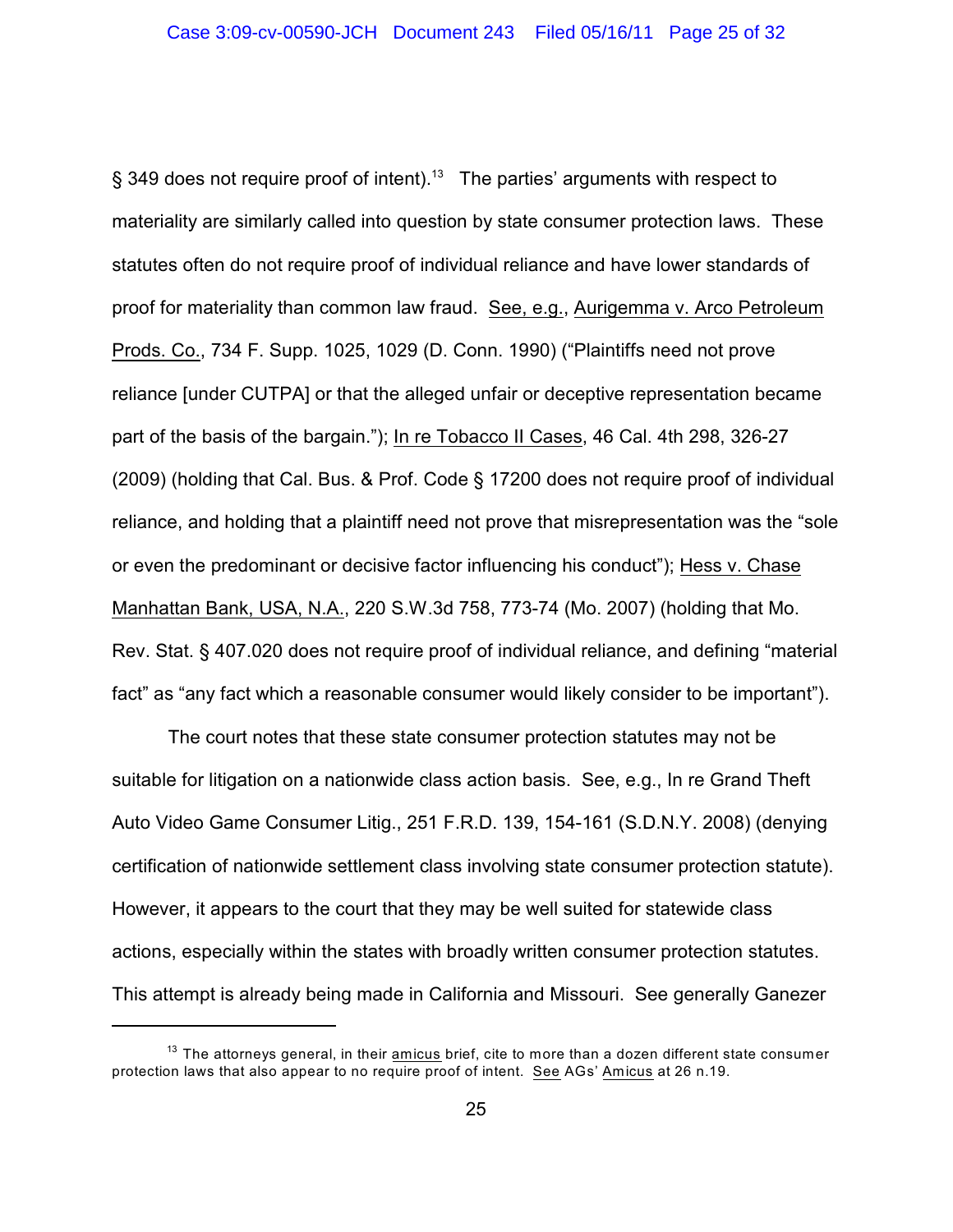§ 349 does not require proof of intent).[13] The parties' arguments with respect to materiality are similarly called into question by state consumer protection laws. These statutes often do not require proof of individual reliance and have lower standards of proof for materiality than common law fraud. See, e.g., Aurigemma v. Arco Petroleum Prods. Co., 734 F. Supp. 1025, 1029 (D. Conn. 1990) ("Plaintiffs need not prove reliance [under CUTPA] or that the alleged unfair or deceptive representation became part of the basis of the bargain."); In re Tobacco II Cases, 46 Cal. 4th 298, 326-27 (2009) (holding that Cal. Bus. & Prof. Code § 17200 does not require proof of individual reliance, and holding that a plaintiff need not prove that misrepresentation was the "sole or even the predominant or decisive factor influencing his conduct"); Hess v. Chase Manhattan Bank, USA, N.A., 220 S.W.3d 758, 773-74 (Mo. 2007) (holding that Mo. Rev. Stat. § 407.020 does not require proof of individual reliance, and defining "material fact" as "any fact which a reasonable consumer would likely consider to be important").

The court notes that these state consumer protection statutes may not be suitable for litigation on a nationwide class action basis. See, e.g., In re Grand Theft Auto Video Game Consumer Litig., 251 F.R.D. 139, 154-161 (S.D.N.Y. 2008) (denying certification of nationwide settlement class involving state consumer protection statute). However, it appears to the court that they may be well suited for statewide class actions, especially within the states with broadly written consumer protection statutes. This attempt is already being made in California and Missouri. See generally Ganezer

---

[13] The attorneys general, in their amicus brief, cite to more than a dozen different state consumer protection laws that also appear to no require proof of intent. See AGs' Amicus at 26 n.19.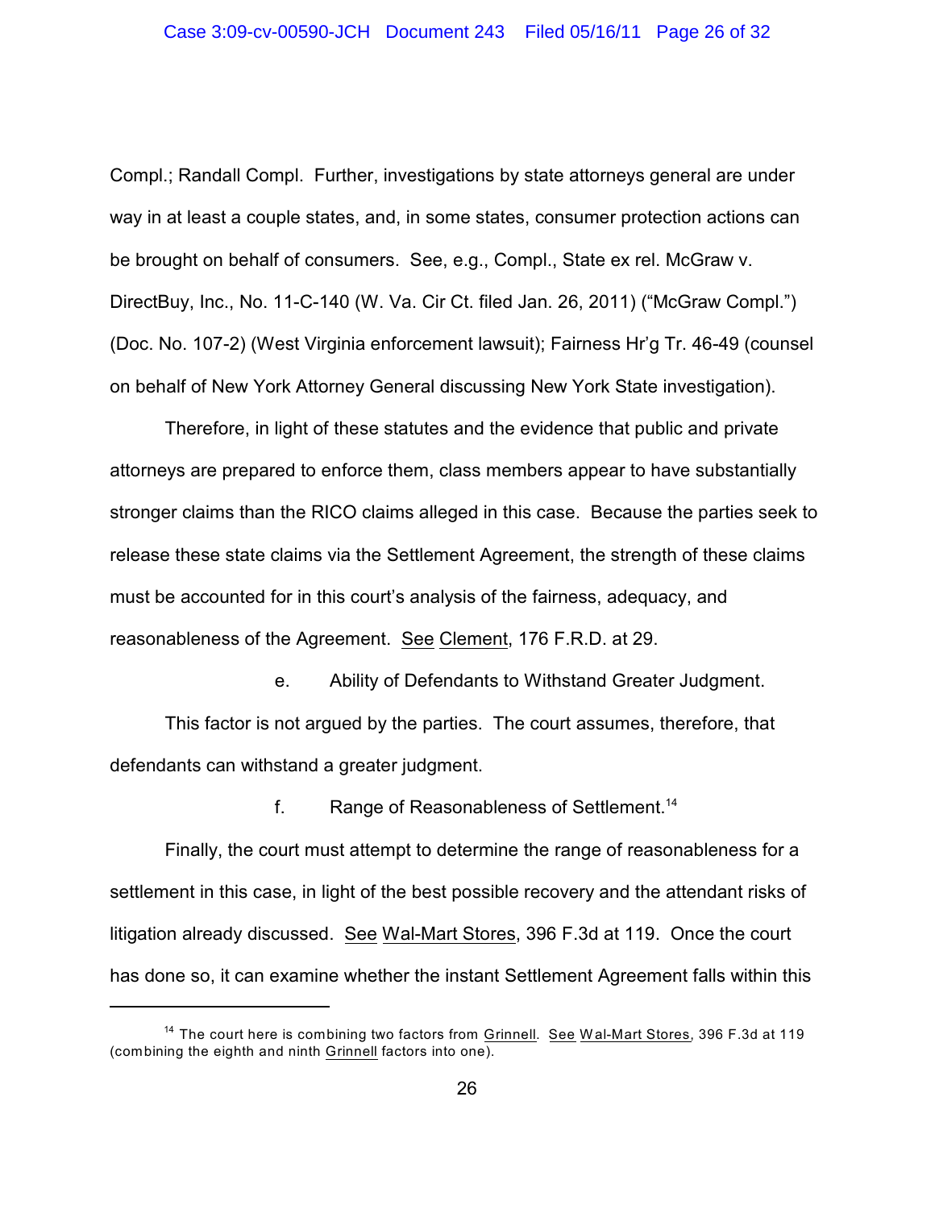Compl.; Randall Compl. Further, investigations by state attorneys general are under way in at least a couple states, and, in some states, consumer protection actions can be brought on behalf of consumers. See, e.g., Compl., State ex rel. McGraw v. DirectBuy, Inc., No. 11-C-140 (W. Va. Cir Ct. filed Jan. 26, 2011) ("McGraw Compl.") (Doc. No. 107-2) (West Virginia enforcement lawsuit); Fairness Hr'g Tr. 46-49 (counsel on behalf of New York Attorney General discussing New York State investigation).

Therefore, in light of these statutes and the evidence that public and private attorneys are prepared to enforce them, class members appear to have substantially stronger claims than the RICO claims alleged in this case. Because the parties seek to release these state claims via the Settlement Agreement, the strength of these claims must be accounted for in this court's analysis of the fairness, adequacy, and reasonableness of the Agreement. See Clement, 176 F.R.D. at 29.

e. Ability of Defendants to Withstand Greater Judgment.

This factor is not argued by the parties. The court assumes, therefore, that defendants can withstand a greater judgment.

f. Range of Reasonableness of Settlement.[14]

Finally, the court must attempt to determine the range of reasonableness for a settlement in this case, in light of the best possible recovery and the attendant risks of litigation already discussed. See Wal-Mart Stores, 396 F.3d at 119. Once the court has done so, it can examine whether the instant Settlement Agreement falls within this

---

[14] The court here is combining two factors from Grinnell. See Wal-Mart Stores, 396 F.3d at 119 (combining the eighth and ninth Grinnell factors into one).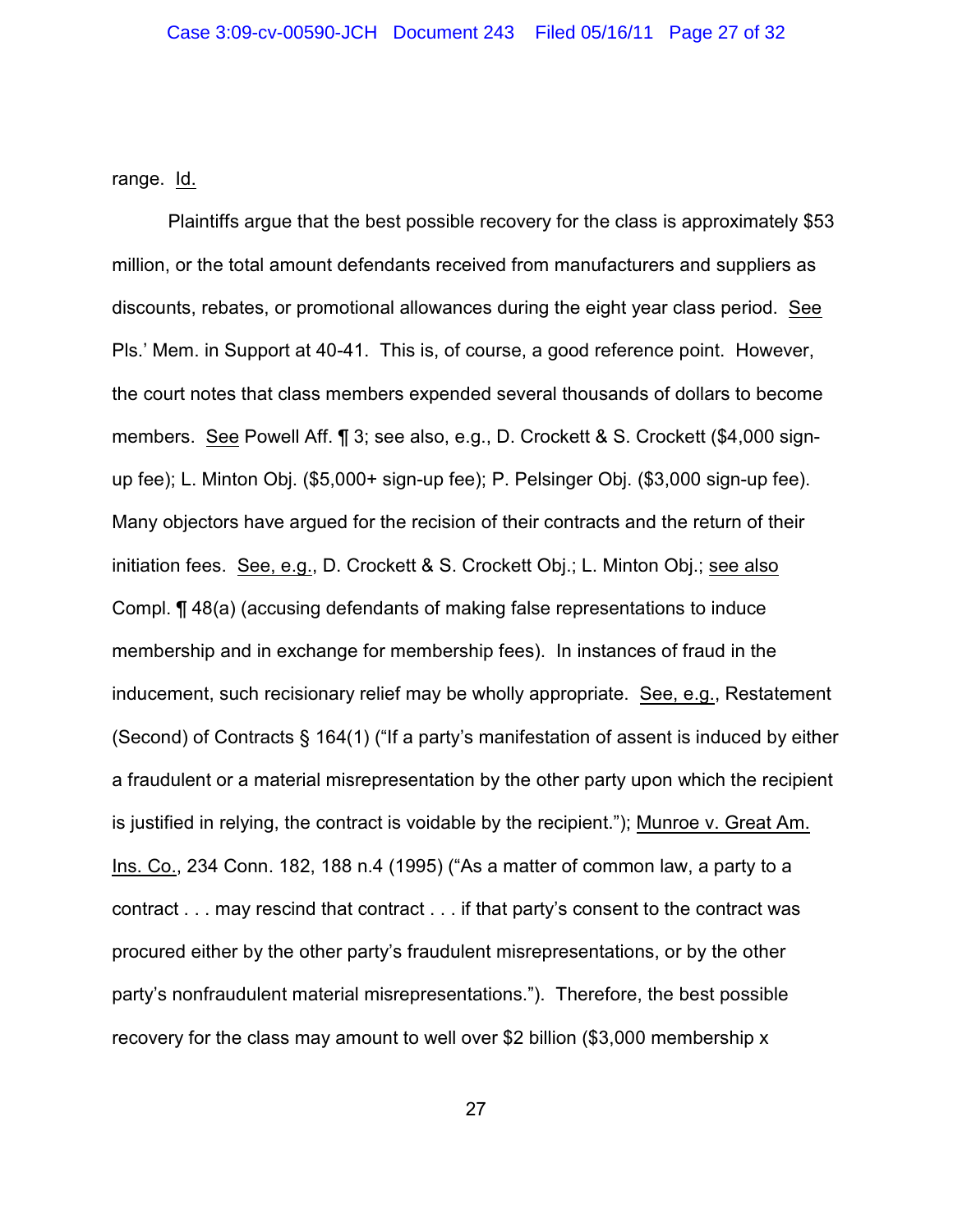range. Id.

Plaintiffs argue that the best possible recovery for the class is approximately $53 million, or the total amount defendants received from manufacturers and suppliers as discounts, rebates, or promotional allowances during the eight year class period. See Pls.' Mem. in Support at 40-41. This is, of course, a good reference point. However, the court notes that class members expended several thousands of dollars to become members. See Powell Aff. ¶ 3; see also, e.g., D. Crockett & S. Crockett ($4,000 sign-up fee); L. Minton Obj. ($5,000+ sign-up fee); P. Pelsinger Obj. ($3,000 sign-up fee). Many objectors have argued for the recision of their contracts and the return of their initiation fees. See, e.g., D. Crockett & S. Crockett Obj.; L. Minton Obj.; see also Compl. ¶ 48(a) (accusing defendants of making false representations to induce membership and in exchange for membership fees). In instances of fraud in the inducement, such recisionary relief may be wholly appropriate. See, e.g., Restatement (Second) of Contracts § 164(1) ("If a party's manifestation of assent is induced by either a fraudulent or a material misrepresentation by the other party upon which the recipient is justified in relying, the contract is voidable by the recipient."); Munroe v. Great Am. Ins. Co., 234 Conn. 182, 188 n.4 (1995) ("As a matter of common law, a party to a contract . . . may rescind that contract . . . if that party's consent to the contract was procured either by the other party's fraudulent misrepresentations, or by the other party's nonfraudulent material misrepresentations."). Therefore, the best possible recovery for the class may amount to well over $2 billion ($3,000 membership x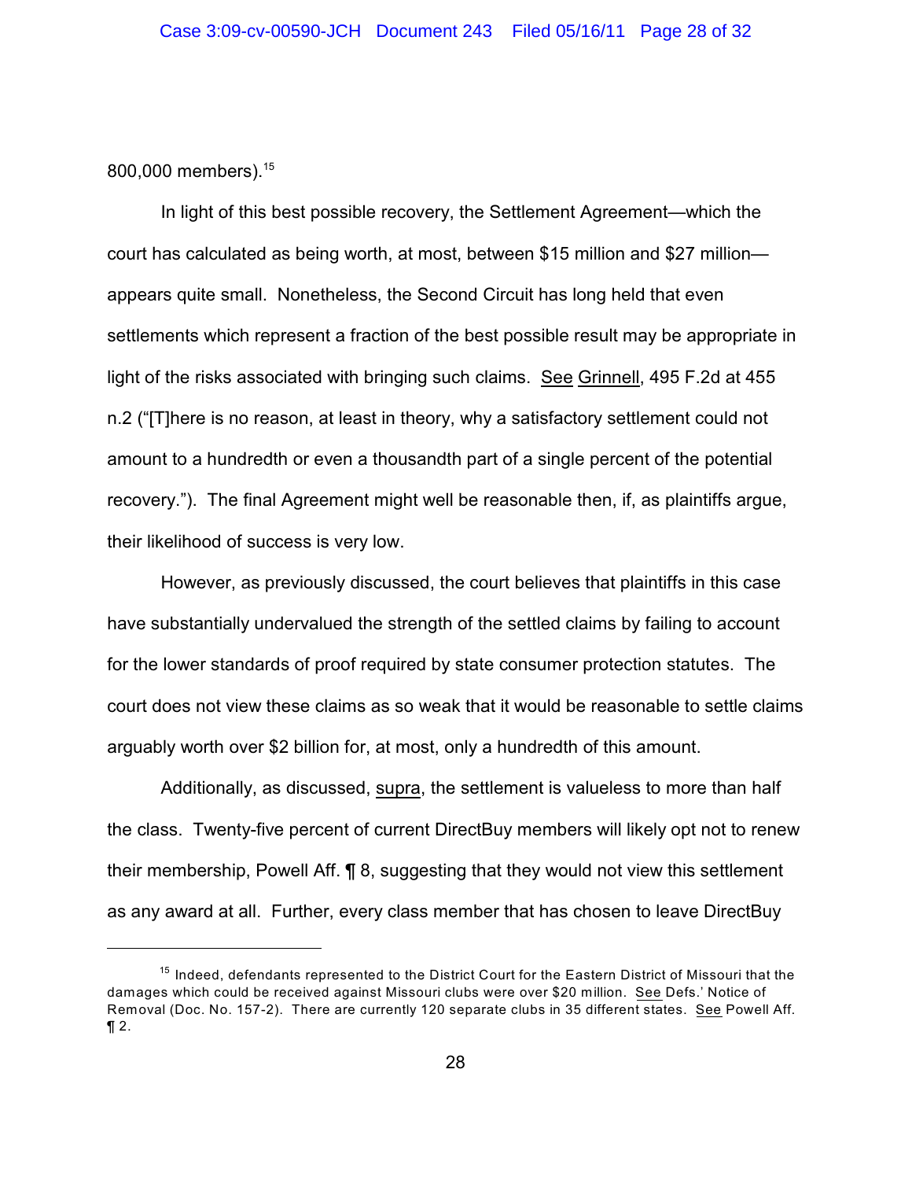800,000 members).[15]

In light of this best possible recovery, the Settlement Agreement—which the court has calculated as being worth, at most, between $15 million and $27 million—appears quite small. Nonetheless, the Second Circuit has long held that even settlements which represent a fraction of the best possible result may be appropriate in light of the risks associated with bringing such claims. See Grinnell, 495 F.2d at 455 n.2 ("[T]here is no reason, at least in theory, why a satisfactory settlement could not amount to a hundredth or even a thousandth part of a single percent of the potential recovery."). The final Agreement might well be reasonable then, if, as plaintiffs argue, their likelihood of success is very low.

However, as previously discussed, the court believes that plaintiffs in this case have substantially undervalued the strength of the settled claims by failing to account for the lower standards of proof required by state consumer protection statutes. The court does not view these claims as so weak that it would be reasonable to settle claims arguably worth over $2 billion for, at most, only a hundredth of this amount.

Additionally, as discussed, supra, the settlement is valueless to more than half the class. Twenty-five percent of current DirectBuy members will likely opt not to renew their membership, Powell Aff. ¶ 8, suggesting that they would not view this settlement as any award at all. Further, every class member that has chosen to leave DirectBuy

---

[15] Indeed, defendants represented to the District Court for the Eastern District of Missouri that the damages which could be received against Missouri clubs were over $20 million. See Defs.' Notice of Removal (Doc. No. 157-2). There are currently 120 separate clubs in 35 different states. See Powell Aff. ¶ 2.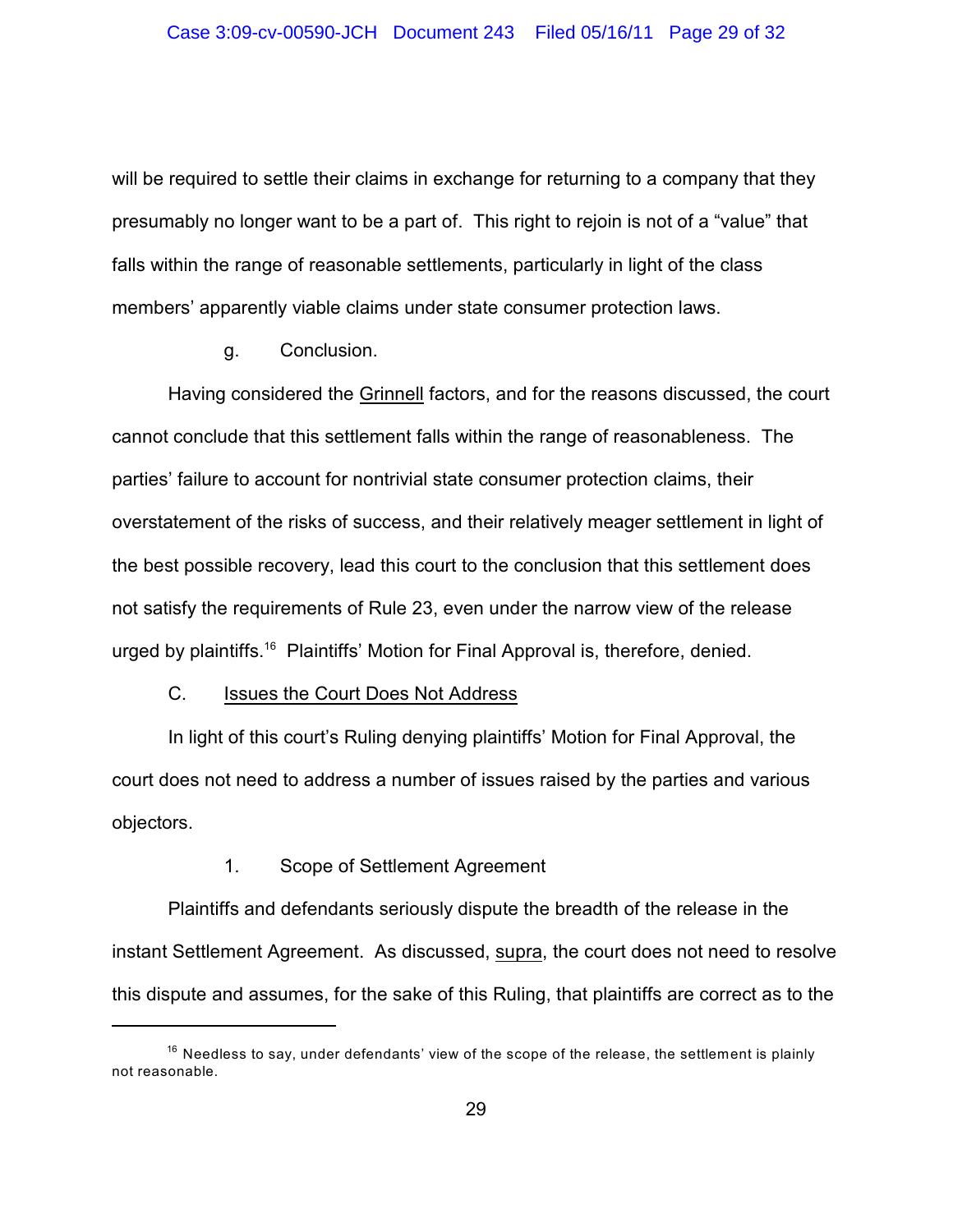will be required to settle their claims in exchange for returning to a company that they presumably no longer want to be a part of. This right to rejoin is not of a "value" that falls within the range of reasonable settlements, particularly in light of the class members' apparently viable claims under state consumer protection laws.

g. Conclusion.

Having considered the Grinnell factors, and for the reasons discussed, the court cannot conclude that this settlement falls within the range of reasonableness. The parties' failure to account for nontrivial state consumer protection claims, their overstatement of the risks of success, and their relatively meager settlement in light of the best possible recovery, lead this court to the conclusion that this settlement does not satisfy the requirements of Rule 23, even under the narrow view of the release urged by plaintiffs.[16] Plaintiffs' Motion for Final Approval is, therefore, denied.

C. Issues the Court Does Not Address

In light of this court's Ruling denying plaintiffs' Motion for Final Approval, the court does not need to address a number of issues raised by the parties and various objectors.

1. Scope of Settlement Agreement

Plaintiffs and defendants seriously dispute the breadth of the release in the instant Settlement Agreement. As discussed, supra, the court does not need to resolve this dispute and assumes, for the sake of this Ruling, that plaintiffs are correct as to the

---

[16] Needless to say, under defendants' view of the scope of the release, the settlement is plainly not reasonable.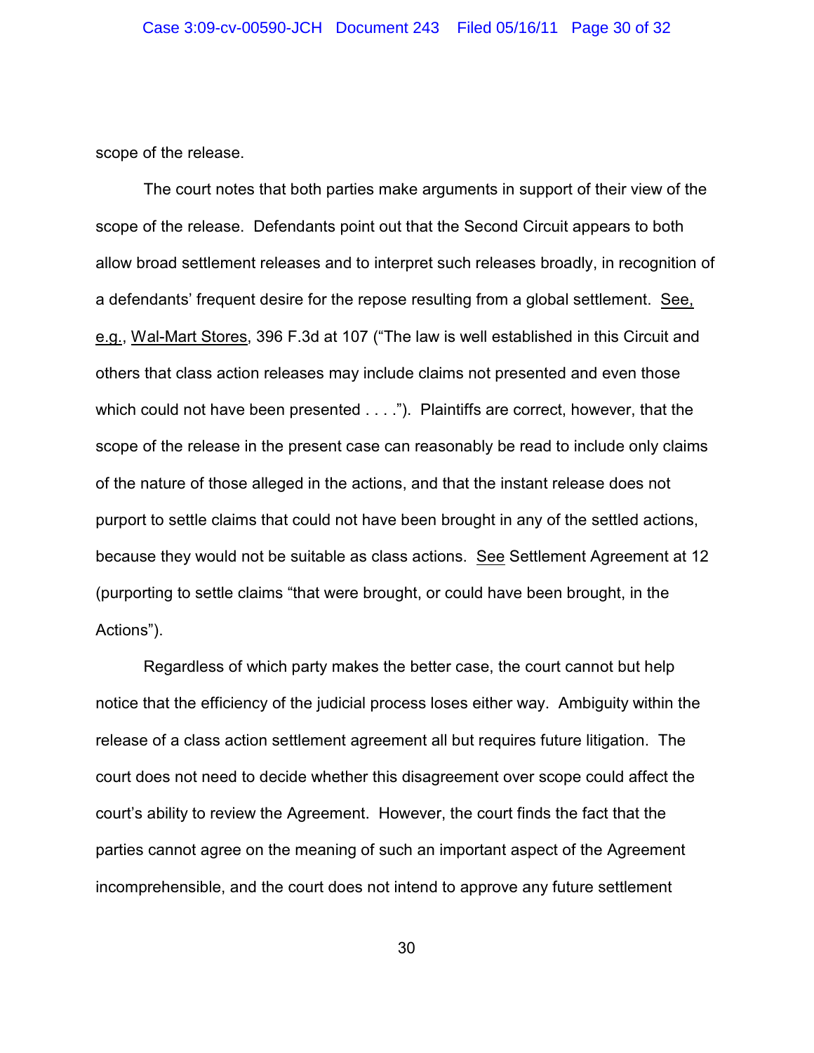scope of the release.

The court notes that both parties make arguments in support of their view of the scope of the release. Defendants point out that the Second Circuit appears to both allow broad settlement releases and to interpret such releases broadly, in recognition of a defendants' frequent desire for the repose resulting from a global settlement. See, e.g., Wal-Mart Stores, 396 F.3d at 107 ("The law is well established in this Circuit and others that class action releases may include claims not presented and even those which could not have been presented . . . ."). Plaintiffs are correct, however, that the scope of the release in the present case can reasonably be read to include only claims of the nature of those alleged in the actions, and that the instant release does not purport to settle claims that could not have been brought in any of the settled actions, because they would not be suitable as class actions. See Settlement Agreement at 12 (purporting to settle claims "that were brought, or could have been brought, in the Actions").

Regardless of which party makes the better case, the court cannot but help notice that the efficiency of the judicial process loses either way. Ambiguity within the release of a class action settlement agreement all but requires future litigation. The court does not need to decide whether this disagreement over scope could affect the court's ability to review the Agreement. However, the court finds the fact that the parties cannot agree on the meaning of such an important aspect of the Agreement incomprehensible, and the court does not intend to approve any future settlement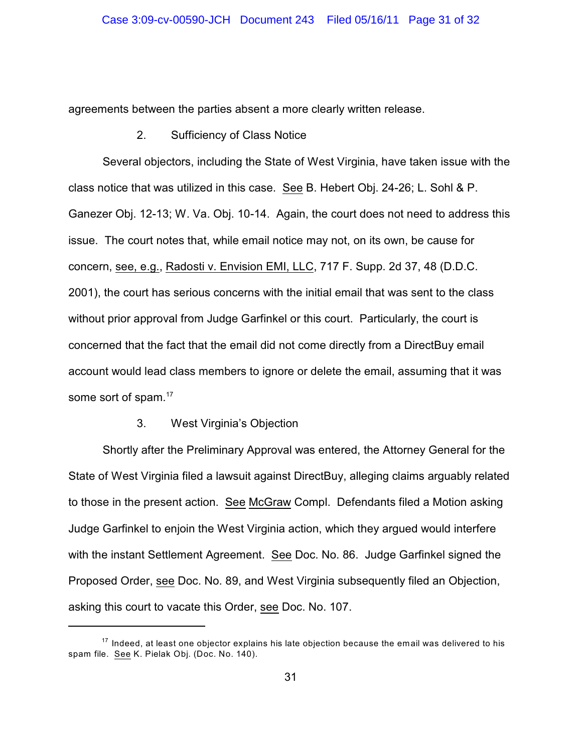agreements between the parties absent a more clearly written release.

### 2. Sufficiency of Class Notice

Several objectors, including the State of West Virginia, have taken issue with the class notice that was utilized in this case. See B. Hebert Obj. 24-26; L. Sohl & P. Ganezer Obj. 12-13; W. Va. Obj. 10-14. Again, the court does not need to address this issue. The court notes that, while email notice may not, on its own, be cause for concern, see, e.g., Radosti v. Envision EMI, LLC, 717 F. Supp. 2d 37, 48 (D.D.C. 2001), the court has serious concerns with the initial email that was sent to the class without prior approval from Judge Garfinkel or this court. Particularly, the court is concerned that the fact that the email did not come directly from a DirectBuy email account would lead class members to ignore or delete the email, assuming that it was some sort of spam.[17]

### 3. West Virginia's Objection

Shortly after the Preliminary Approval was entered, the Attorney General for the State of West Virginia filed a lawsuit against DirectBuy, alleging claims arguably related to those in the present action. See McGraw Compl. Defendants filed a Motion asking Judge Garfinkel to enjoin the West Virginia action, which they argued would interfere with the instant Settlement Agreement. See Doc. No. 86. Judge Garfinkel signed the Proposed Order, see Doc. No. 89, and West Virginia subsequently filed an Objection, asking this court to vacate this Order, see Doc. No. 107.

---

[17] Indeed, at least one objector explains his late objection because the email was delivered to his spam file. See K. Pielak Obj. (Doc. No. 140).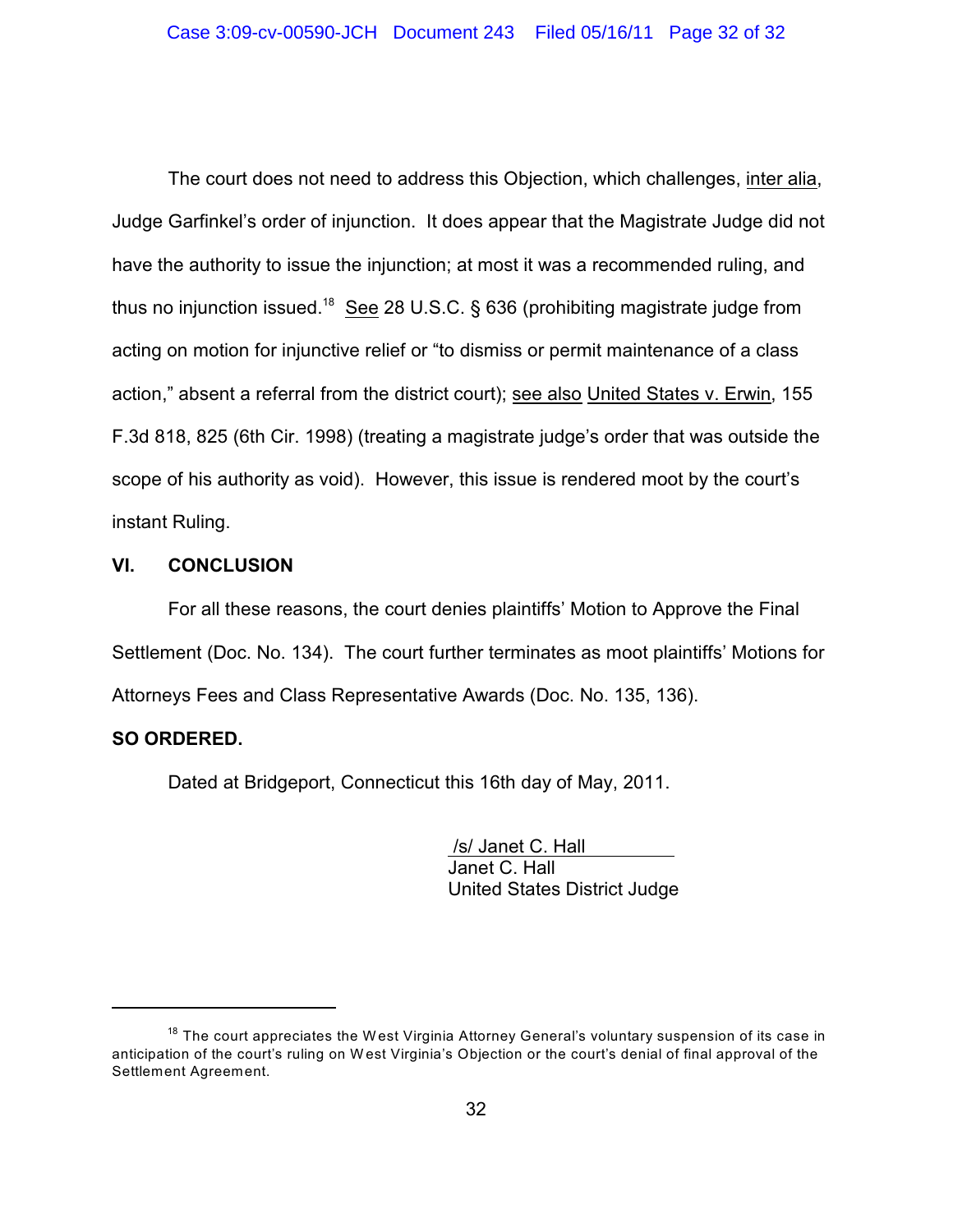The court does not need to address this Objection, which challenges, inter alia, Judge Garfinkel's order of injunction. It does appear that the Magistrate Judge did not have the authority to issue the injunction; at most it was a recommended ruling, and thus no injunction issued.[18] See 28 U.S.C. § 636 (prohibiting magistrate judge from acting on motion for injunctive relief or "to dismiss or permit maintenance of a class action," absent a referral from the district court); see also United States v. Erwin, 155 F.3d 818, 825 (6th Cir. 1998) (treating a magistrate judge's order that was outside the scope of his authority as void). However, this issue is rendered moot by the court's instant Ruling.

## VI. CONCLUSION

For all these reasons, the court denies plaintiffs' Motion to Approve the Final Settlement (Doc. No. 134). The court further terminates as moot plaintiffs' Motions for Attorneys Fees and Class Representative Awards (Doc. No. 135, 136).

**SO ORDERED.**

Dated at Bridgeport, Connecticut this 16th day of May, 2011.

/s/ Janet C. Hall
Janet C. Hall
United States District Judge

---

[18] The court appreciates the West Virginia Attorney General's voluntary suspension of its case in anticipation of the court's ruling on West Virginia's Objection or the court's denial of final approval of the Settlement Agreement.